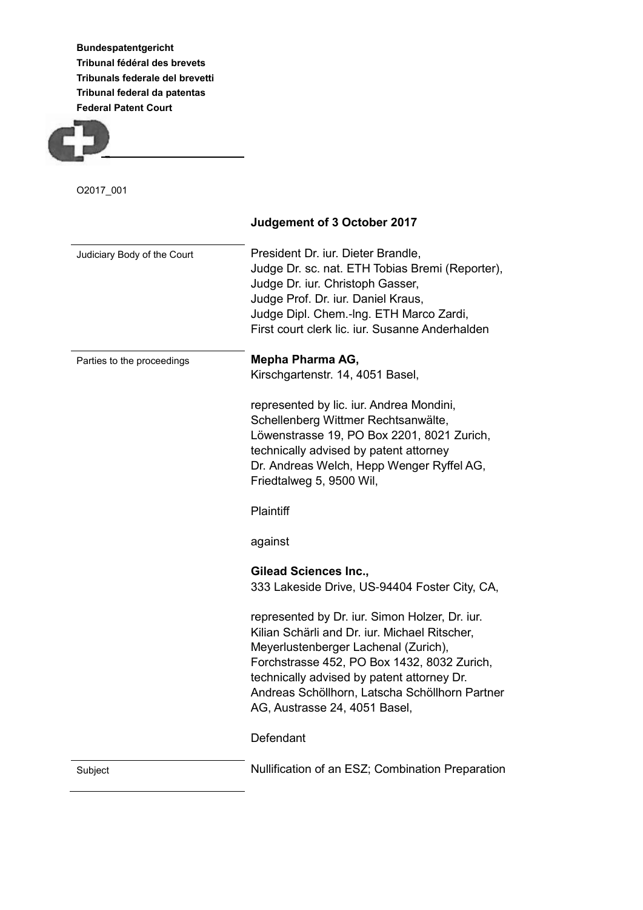**Bundespatentgericht**
**Tribunal fédéral des brevets**
**Tribunals federale del brevetti**
**Tribunal federal da patentas**
**Federal Patent Court**

O2017_001

## Judgement of 3 October 2017

| | |
|---|---|
| Judiciary Body of the Court | President Dr. iur. Dieter Brandle,<br>Judge Dr. sc. nat. ETH Tobias Bremi (Reporter),<br>Judge Dr. iur. Christoph Gasser,<br>Judge Prof. Dr. iur. Daniel Kraus,<br>Judge Dipl. Chem.-Ing. ETH Marco Zardi,<br>First court clerk lic. iur. Susanne Anderhalden |
| Parties to the proceedings | **Mepha Pharma AG,**<br>Kirschgartenstr. 14, 4051 Basel,<br><br>represented by lic. iur. Andrea Mondini, Schellenberg Wittmer Rechtsanwälte, Löwenstrasse 19, PO Box 2201, 8021 Zurich, technically advised by patent attorney Dr. Andreas Welch, Hepp Wenger Ryffel AG, Friedtalweg 5, 9500 Wil,<br><br>Plaintiff<br><br>against<br><br>**Gilead Sciences Inc.,**<br>333 Lakeside Drive, US-94404 Foster City, CA,<br><br>represented by Dr. iur. Simon Holzer, Dr. iur. Kilian Schärli and Dr. iur. Michael Ritscher, Meyerlustenberger Lachenal (Zurich), Forchstrasse 452, PO Box 1432, 8032 Zurich, technically advised by patent attorney Dr. Andreas Schöllhorn, Latscha Schöllhorn Partner AG, Austrasse 24, 4051 Basel,<br><br>Defendant |
| Subject | Nullification of an ESZ; Combination Preparation |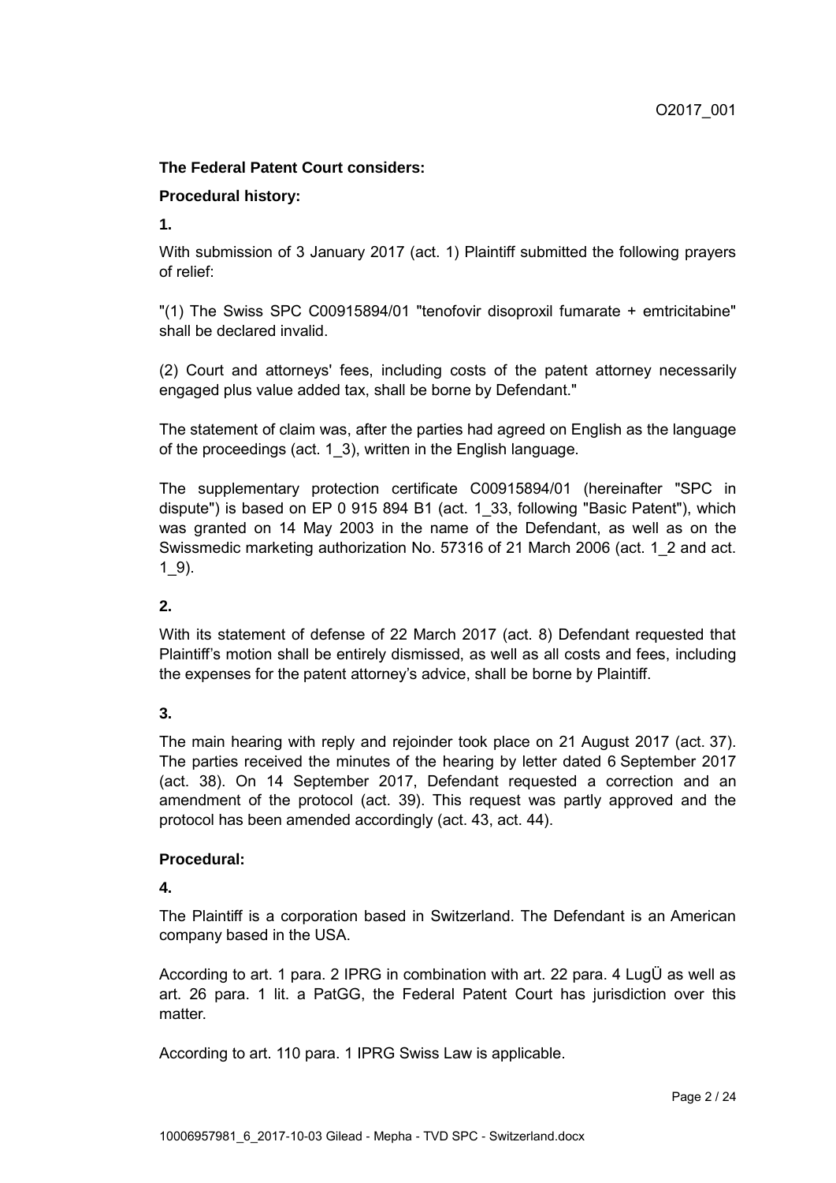O2017_001

**The Federal Patent Court considers:**

**Procedural history:**

**1.**

With submission of 3 January 2017 (act. 1) Plaintiff submitted the following prayers of relief:

"(1) The Swiss SPC C00915894/01 "tenofovir disoproxil fumarate + emtricitabine" shall be declared invalid.

(2) Court and attorneys' fees, including costs of the patent attorney necessarily engaged plus value added tax, shall be borne by Defendant."

The statement of claim was, after the parties had agreed on English as the language of the proceedings (act. 1_3), written in the English language.

The supplementary protection certificate C00915894/01 (hereinafter "SPC in dispute") is based on EP 0 915 894 B1 (act. 1_33, following "Basic Patent"), which was granted on 14 May 2003 in the name of the Defendant, as well as on the Swissmedic marketing authorization No. 57316 of 21 March 2006 (act. 1_2 and act. 1_9).

**2.**

With its statement of defense of 22 March 2017 (act. 8) Defendant requested that Plaintiff's motion shall be entirely dismissed, as well as all costs and fees, including the expenses for the patent attorney's advice, shall be borne by Plaintiff.

**3.**

The main hearing with reply and rejoinder took place on 21 August 2017 (act. 37). The parties received the minutes of the hearing by letter dated 6 September 2017 (act. 38). On 14 September 2017, Defendant requested a correction and an amendment of the protocol (act. 39). This request was partly approved and the protocol has been amended accordingly (act. 43, act. 44).

**Procedural:**

**4.**

The Plaintiff is a corporation based in Switzerland. The Defendant is an American company based in the USA.

According to art. 1 para. 2 IPRG in combination with art. 22 para. 4 LugÜ as well as art. 26 para. 1 lit. a PatGG, the Federal Patent Court has jurisdiction over this matter.

According to art. 110 para. 1 IPRG Swiss Law is applicable.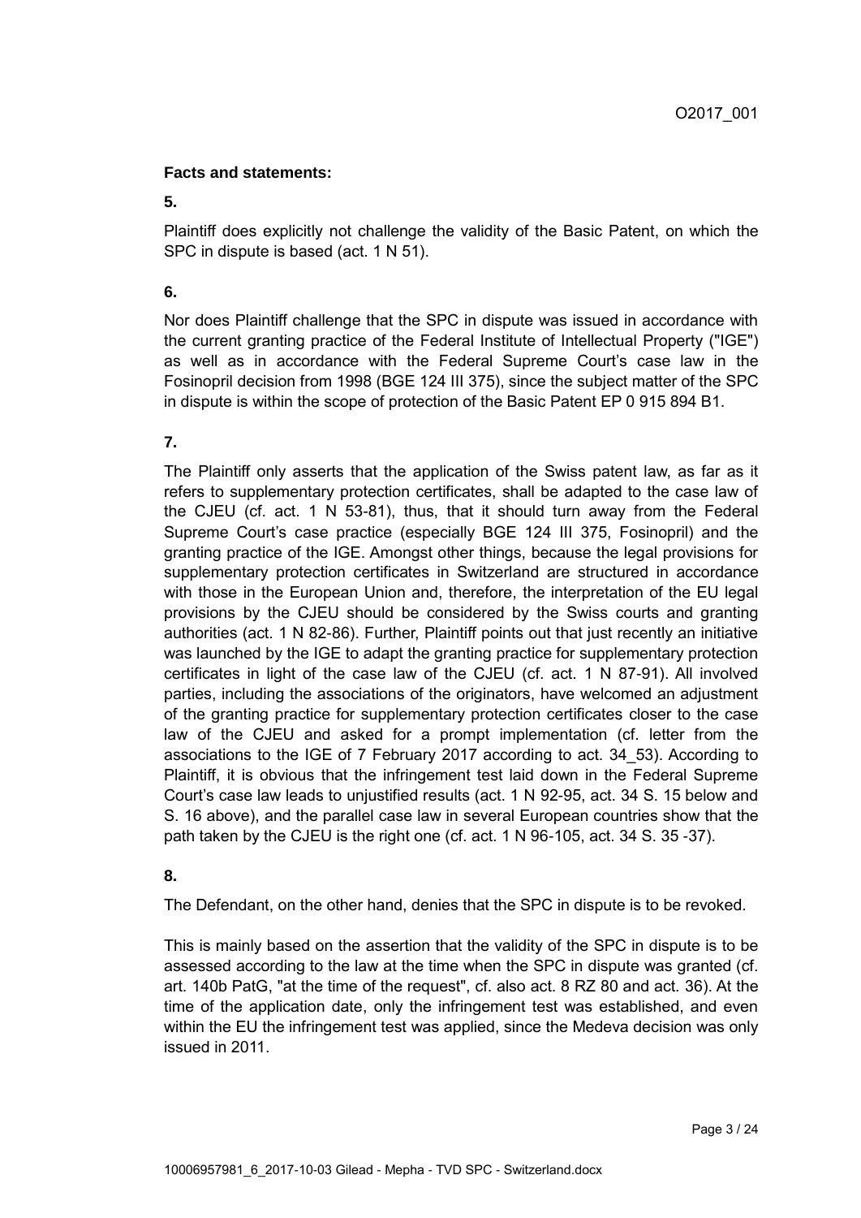**Facts and statements:**

**5.**

Plaintiff does explicitly not challenge the validity of the Basic Patent, on which the SPC in dispute is based (act. 1 N 51).

**6.**

Nor does Plaintiff challenge that the SPC in dispute was issued in accordance with the current granting practice of the Federal Institute of Intellectual Property ("IGE") as well as in accordance with the Federal Supreme Court's case law in the Fosinopril decision from 1998 (BGE 124 III 375), since the subject matter of the SPC in dispute is within the scope of protection of the Basic Patent EP 0 915 894 B1.

**7.**

The Plaintiff only asserts that the application of the Swiss patent law, as far as it refers to supplementary protection certificates, shall be adapted to the case law of the CJEU (cf. act. 1 N 53-81), thus, that it should turn away from the Federal Supreme Court's case practice (especially BGE 124 III 375, Fosinopril) and the granting practice of the IGE. Amongst other things, because the legal provisions for supplementary protection certificates in Switzerland are structured in accordance with those in the European Union and, therefore, the interpretation of the EU legal provisions by the CJEU should be considered by the Swiss courts and granting authorities (act. 1 N 82-86). Further, Plaintiff points out that just recently an initiative was launched by the IGE to adapt the granting practice for supplementary protection certificates in light of the case law of the CJEU (cf. act. 1 N 87-91). All involved parties, including the associations of the originators, have welcomed an adjustment of the granting practice for supplementary protection certificates closer to the case law of the CJEU and asked for a prompt implementation (cf. letter from the associations to the IGE of 7 February 2017 according to act. 34_53). According to Plaintiff, it is obvious that the infringement test laid down in the Federal Supreme Court's case law leads to unjustified results (act. 1 N 92-95, act. 34 S. 15 below and S. 16 above), and the parallel case law in several European countries show that the path taken by the CJEU is the right one (cf. act. 1 N 96-105, act. 34 S. 35 -37).

**8.**

The Defendant, on the other hand, denies that the SPC in dispute is to be revoked.

This is mainly based on the assertion that the validity of the SPC in dispute is to be assessed according to the law at the time when the SPC in dispute was granted (cf. art. 140b PatG, "at the time of the request", cf. also act. 8 RZ 80 and act. 36). At the time of the application date, only the infringement test was established, and even within the EU the infringement test was applied, since the Medeva decision was only issued in 2011.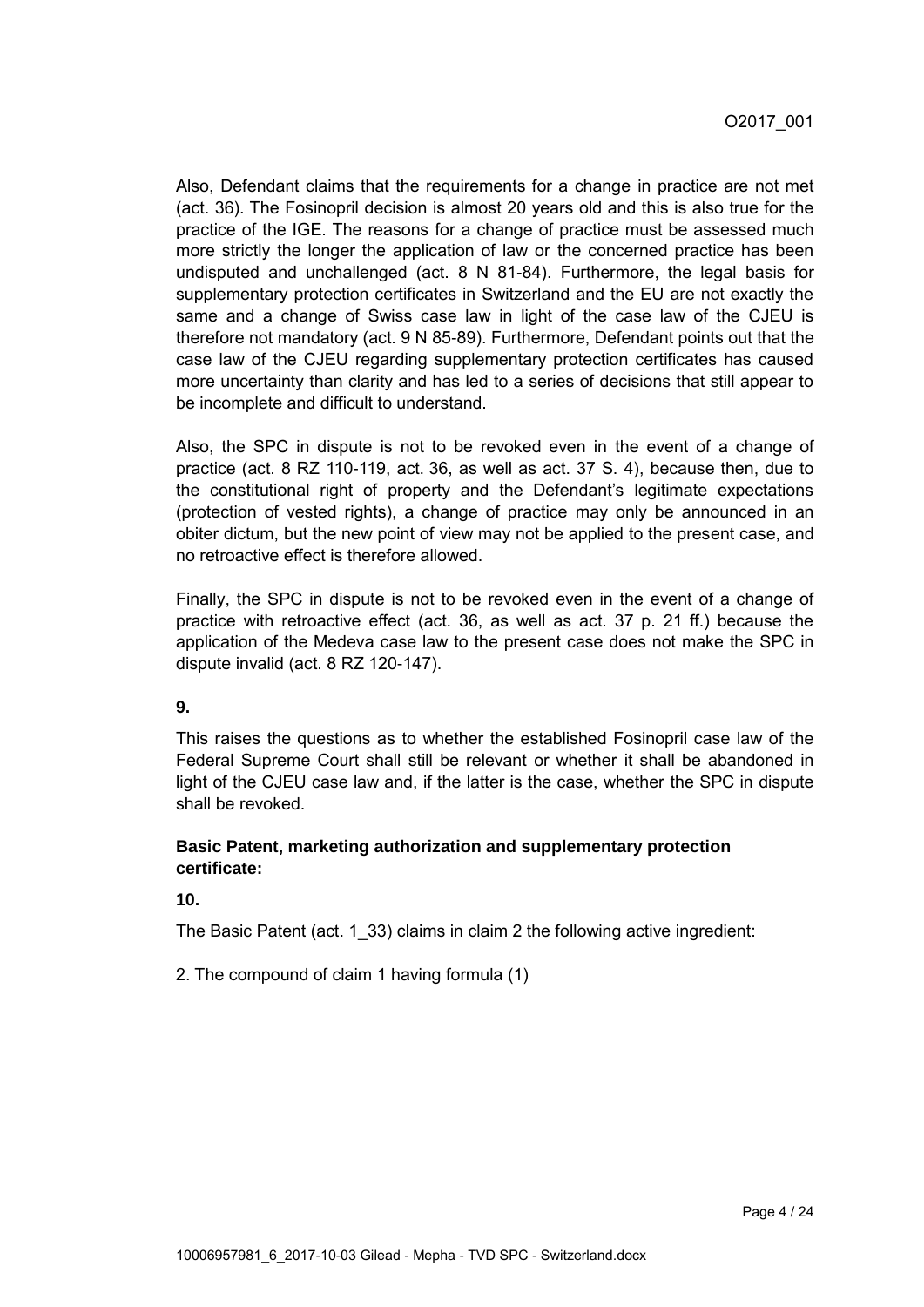Also, Defendant claims that the requirements for a change in practice are not met (act. 36). The Fosinopril decision is almost 20 years old and this is also true for the practice of the IGE. The reasons for a change of practice must be assessed much more strictly the longer the application of law or the concerned practice has been undisputed and unchallenged (act. 8 N 81-84). Furthermore, the legal basis for supplementary protection certificates in Switzerland and the EU are not exactly the same and a change of Swiss case law in light of the case law of the CJEU is therefore not mandatory (act. 9 N 85-89). Furthermore, Defendant points out that the case law of the CJEU regarding supplementary protection certificates has caused more uncertainty than clarity and has led to a series of decisions that still appear to be incomplete and difficult to understand.

Also, the SPC in dispute is not to be revoked even in the event of a change of practice (act. 8 RZ 110-119, act. 36, as well as act. 37 S. 4), because then, due to the constitutional right of property and the Defendant's legitimate expectations (protection of vested rights), a change of practice may only be announced in an obiter dictum, but the new point of view may not be applied to the present case, and no retroactive effect is therefore allowed.

Finally, the SPC in dispute is not to be revoked even in the event of a change of practice with retroactive effect (act. 36, as well as act. 37 p. 21 ff.) because the application of the Medeva case law to the present case does not make the SPC in dispute invalid (act. 8 RZ 120-147).

**9.**

This raises the questions as to whether the established Fosinopril case law of the Federal Supreme Court shall still be relevant or whether it shall be abandoned in light of the CJEU case law and, if the latter is the case, whether the SPC in dispute shall be revoked.

**Basic Patent, marketing authorization and supplementary protection certificate:**

**10.**

The Basic Patent (act. 1_33) claims in claim 2 the following active ingredient:

2. The compound of claim 1 having formula (1)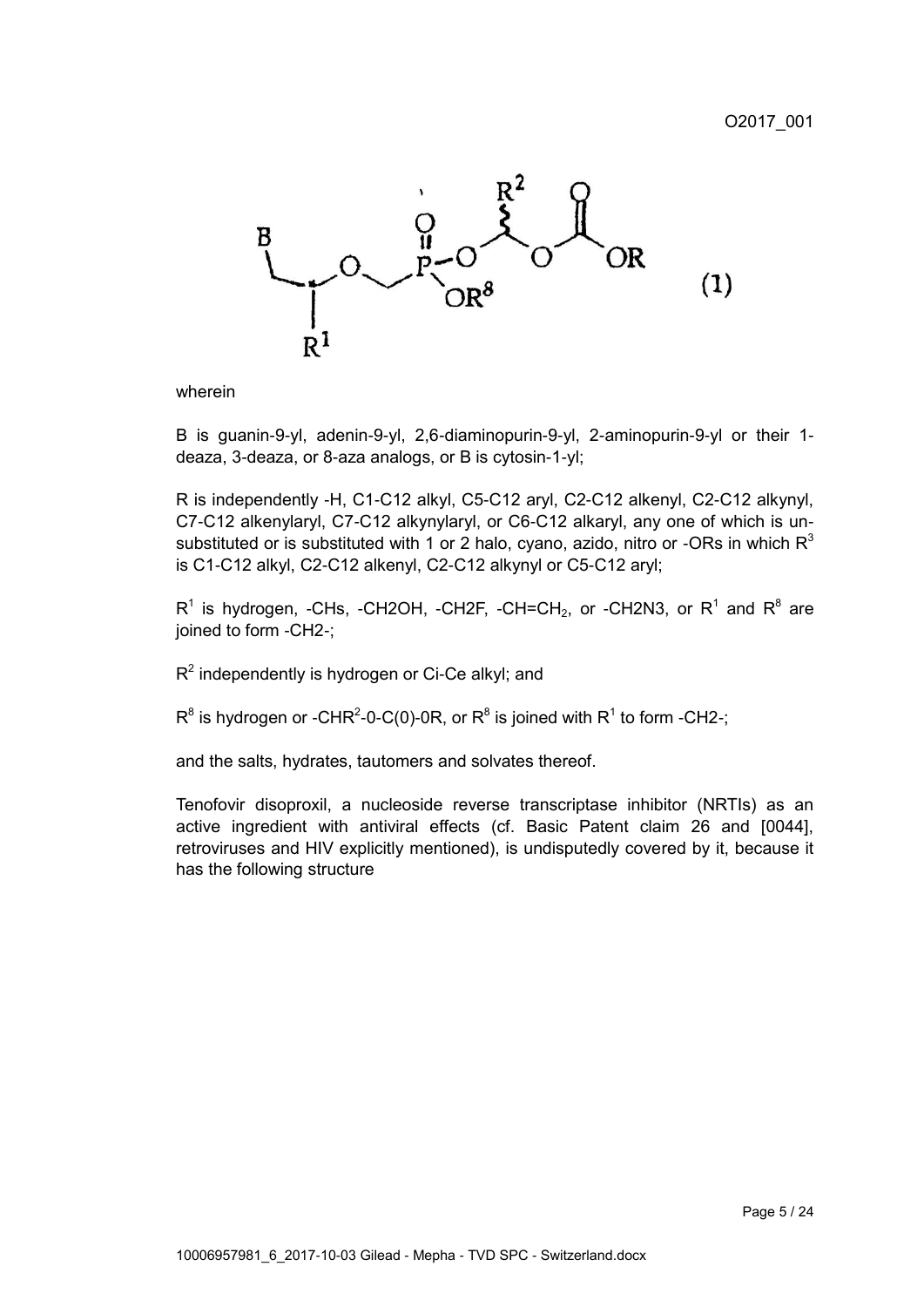O2017_001

(1)

wherein

B is guanin-9-yl, adenin-9-yl, 2,6-diaminopurin-9-yl, 2-aminopurin-9-yl or their 1-deaza, 3-deaza, or 8-aza analogs, or B is cytosin-1-yl;

R is independently -H, C1-C12 alkyl, C5-C12 aryl, C2-C12 alkenyl, C2-C12 alkynyl, C7-C12 alkenylaryl, C7-C12 alkynylaryl, or C6-C12 alkaryl, any one of which is unsubstituted or is substituted with 1 or 2 halo, cyano, azido, nitro or -ORs in which $R^3$ is C1-C12 alkyl, C2-C12 alkenyl, C2-C12 alkynyl or C5-C12 aryl;

$R^1$ is hydrogen, -CHs, -CH2OH, -CH2F, -CH=$CH_2$, or -CH2N3, or $R^1$ and $R^8$ are joined to form -CH2-;

$R^2$ independently is hydrogen or Ci-Ce alkyl; and

$R^8$ is hydrogen or -CH$R^2$-0-C(0)-0R, or $R^8$ is joined with $R^1$ to form -CH2-;

and the salts, hydrates, tautomers and solvates thereof.

Tenofovir disoproxil, a nucleoside reverse transcriptase inhibitor (NRTIs) as an active ingredient with antiviral effects (cf. Basic Patent claim 26 and [0044], retroviruses and HIV explicitly mentioned), is undisputedly covered by it, because it has the following structure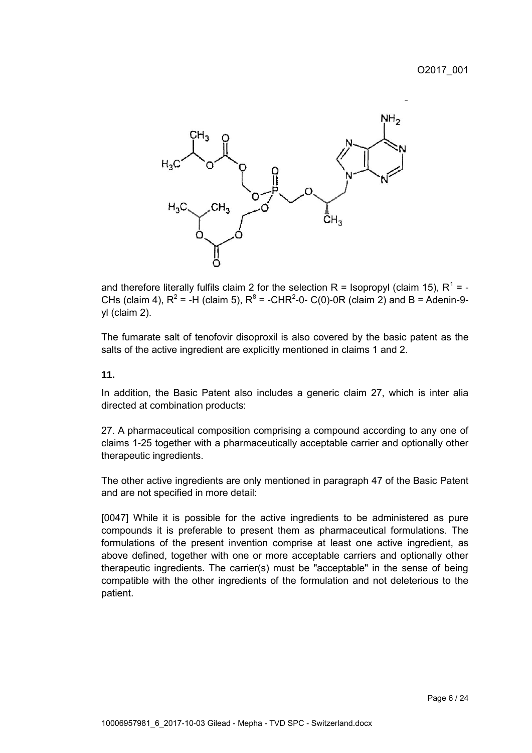and therefore literally fulfils claim 2 for the selection R = Isopropyl (claim 15), $R^1$ = -CHs (claim 4), $R^2$ = -H (claim 5), $R^8$ = -CH$R^2$-0- C(0)-0R (claim 2) and B = Adenin-9-yl (claim 2).

The fumarate salt of tenofovir disoproxil is also covered by the basic patent as the salts of the active ingredient are explicitly mentioned in claims 1 and 2.

**11.**

In addition, the Basic Patent also includes a generic claim 27, which is inter alia directed at combination products:

27. A pharmaceutical composition comprising a compound according to any one of claims 1-25 together with a pharmaceutically acceptable carrier and optionally other therapeutic ingredients.

The other active ingredients are only mentioned in paragraph 47 of the Basic Patent and are not specified in more detail:

[0047] While it is possible for the active ingredients to be administered as pure compounds it is preferable to present them as pharmaceutical formulations. The formulations of the present invention comprise at least one active ingredient, as above defined, together with one or more acceptable carriers and optionally other therapeutic ingredients. The carrier(s) must be "acceptable" in the sense of being compatible with the other ingredients of the formulation and not deleterious to the patient.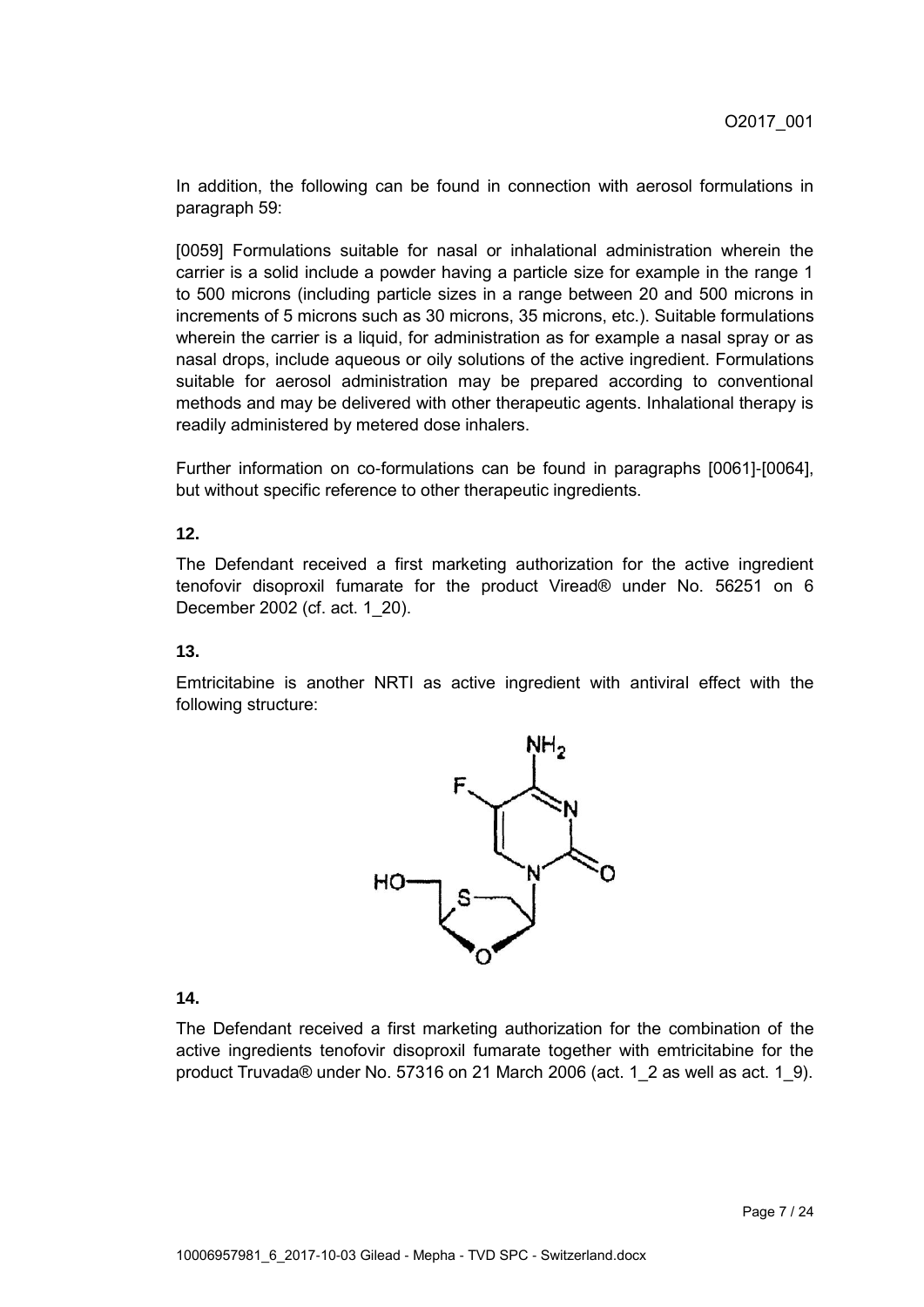In addition, the following can be found in connection with aerosol formulations in paragraph 59:

[0059] Formulations suitable for nasal or inhalational administration wherein the carrier is a solid include a powder having a particle size for example in the range 1 to 500 microns (including particle sizes in a range between 20 and 500 microns in increments of 5 microns such as 30 microns, 35 microns, etc.). Suitable formulations wherein the carrier is a liquid, for administration as for example a nasal spray or as nasal drops, include aqueous or oily solutions of the active ingredient. Formulations suitable for aerosol administration may be prepared according to conventional methods and may be delivered with other therapeutic agents. Inhalational therapy is readily administered by metered dose inhalers.

Further information on co-formulations can be found in paragraphs [0061]-[0064], but without specific reference to other therapeutic ingredients.

**12.**

The Defendant received a first marketing authorization for the active ingredient tenofovir disoproxil fumarate for the product Viread® under No. 56251 on 6 December 2002 (cf. act. 1_20).

**13.**

Emtricitabine is another NRTI as active ingredient with antiviral effect with the following structure:

**14.**

The Defendant received a first marketing authorization for the combination of the active ingredients tenofovir disoproxil fumarate together with emtricitabine for the product Truvada® under No. 57316 on 21 March 2006 (act. 1_2 as well as act. 1_9).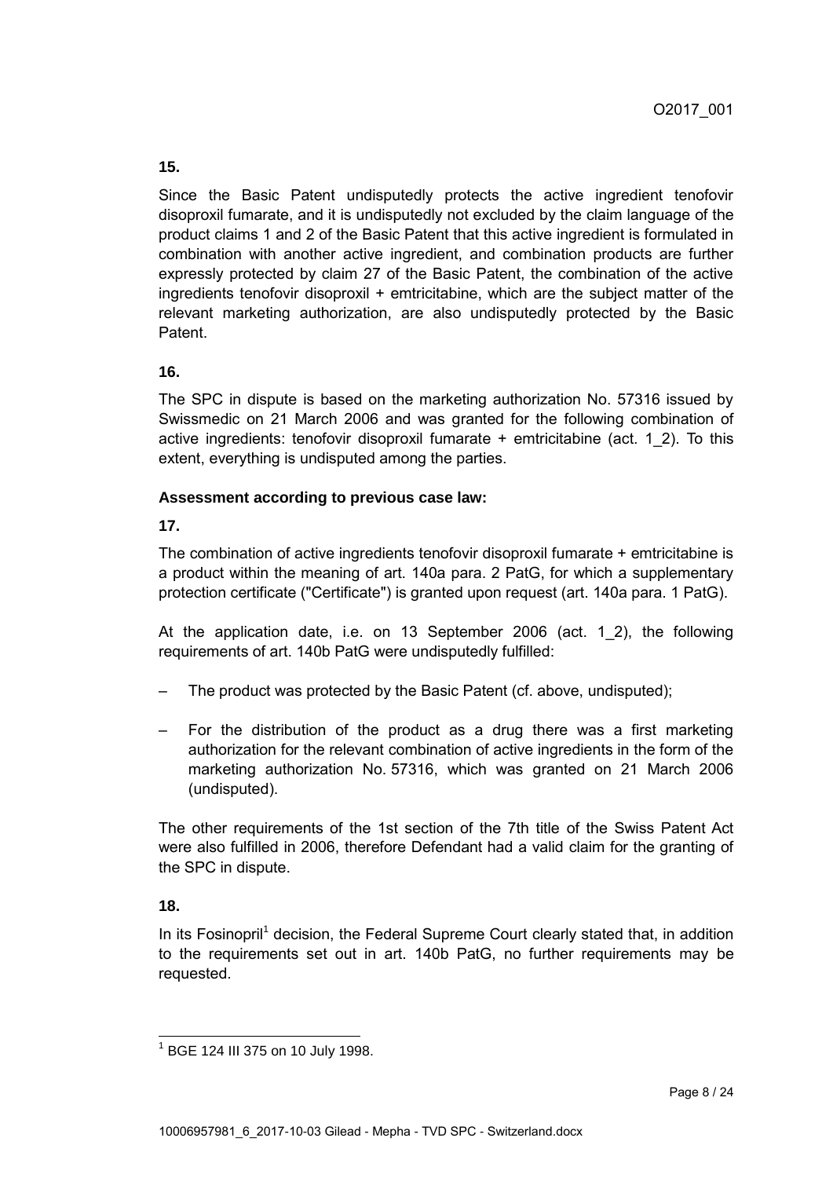**15.**

Since the Basic Patent undisputedly protects the active ingredient tenofovir disoproxil fumarate, and it is undisputedly not excluded by the claim language of the product claims 1 and 2 of the Basic Patent that this active ingredient is formulated in combination with another active ingredient, and combination products are further expressly protected by claim 27 of the Basic Patent, the combination of the active ingredients tenofovir disoproxil + emtricitabine, which are the subject matter of the relevant marketing authorization, are also undisputedly protected by the Basic Patent.

**16.**

The SPC in dispute is based on the marketing authorization No. 57316 issued by Swissmedic on 21 March 2006 and was granted for the following combination of active ingredients: tenofovir disoproxil fumarate + emtricitabine (act. 1_2). To this extent, everything is undisputed among the parties.

**Assessment according to previous case law:**

**17.**

The combination of active ingredients tenofovir disoproxil fumarate + emtricitabine is a product within the meaning of art. 140a para. 2 PatG, for which a supplementary protection certificate ("Certificate") is granted upon request (art. 140a para. 1 PatG).

At the application date, i.e. on 13 September 2006 (act. 1_2), the following requirements of art. 140b PatG were undisputedly fulfilled:

- The product was protected by the Basic Patent (cf. above, undisputed);
- For the distribution of the product as a drug there was a first marketing authorization for the relevant combination of active ingredients in the form of the marketing authorization No. 57316, which was granted on 21 March 2006 (undisputed).

The other requirements of the 1st section of the 7th title of the Swiss Patent Act were also fulfilled in 2006, therefore Defendant had a valid claim for the granting of the SPC in dispute.

**18.**

In its Fosinopril[1] decision, the Federal Supreme Court clearly stated that, in addition to the requirements set out in art. 140b PatG, no further requirements may be requested.

[1] BGE 124 III 375 on 10 July 1998.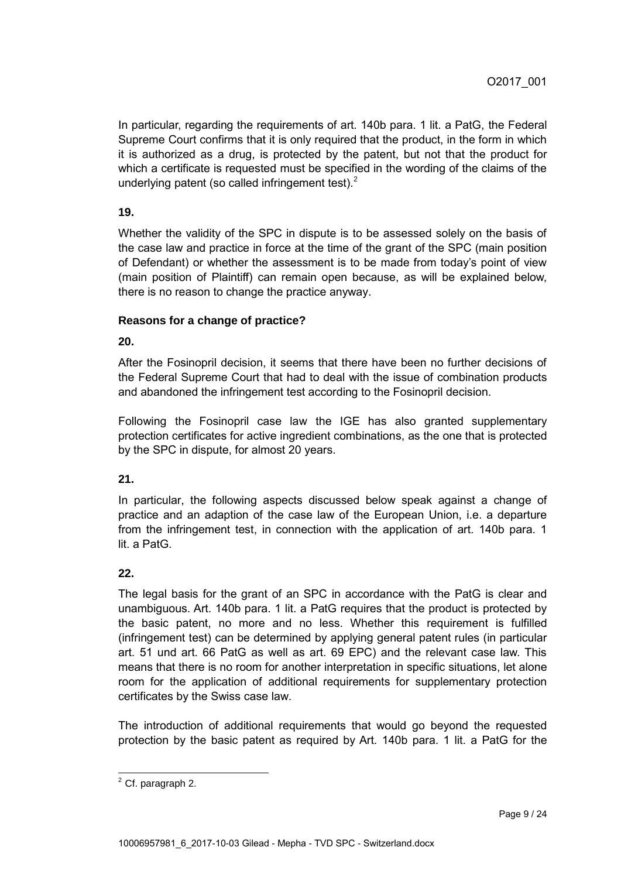In particular, regarding the requirements of art. 140b para. 1 lit. a PatG, the Federal Supreme Court confirms that it is only required that the product, in the form in which it is authorized as a drug, is protected by the patent, but not that the product for which a certificate is requested must be specified in the wording of the claims of the underlying patent (so called infringement test).[2]

**19.**

Whether the validity of the SPC in dispute is to be assessed solely on the basis of the case law and practice in force at the time of the grant of the SPC (main position of Defendant) or whether the assessment is to be made from today's point of view (main position of Plaintiff) can remain open because, as will be explained below, there is no reason to change the practice anyway.

**Reasons for a change of practice?**

**20.**

After the Fosinopril decision, it seems that there have been no further decisions of the Federal Supreme Court that had to deal with the issue of combination products and abandoned the infringement test according to the Fosinopril decision.

Following the Fosinopril case law the IGE has also granted supplementary protection certificates for active ingredient combinations, as the one that is protected by the SPC in dispute, for almost 20 years.

**21.**

In particular, the following aspects discussed below speak against a change of practice and an adaption of the case law of the European Union, i.e. a departure from the infringement test, in connection with the application of art. 140b para. 1 lit. a PatG.

**22.**

The legal basis for the grant of an SPC in accordance with the PatG is clear and unambiguous. Art. 140b para. 1 lit. a PatG requires that the product is protected by the basic patent, no more and no less. Whether this requirement is fulfilled (infringement test) can be determined by applying general patent rules (in particular art. 51 und art. 66 PatG as well as art. 69 EPC) and the relevant case law. This means that there is no room for another interpretation in specific situations, let alone room for the application of additional requirements for supplementary protection certificates by the Swiss case law.

The introduction of additional requirements that would go beyond the requested protection by the basic patent as required by Art. 140b para. 1 lit. a PatG for the

[2] Cf. paragraph 2.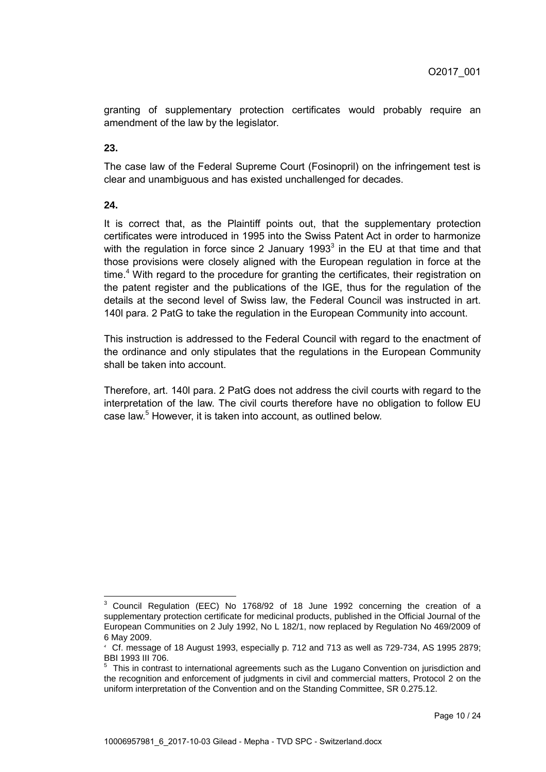granting of supplementary protection certificates would probably require an amendment of the law by the legislator.

**23.**

The case law of the Federal Supreme Court (Fosinopril) on the infringement test is clear and unambiguous and has existed unchallenged for decades.

**24.**

It is correct that, as the Plaintiff points out, that the supplementary protection certificates were introduced in 1995 into the Swiss Patent Act in order to harmonize with the regulation in force since 2 January 1993[3] in the EU at that time and that those provisions were closely aligned with the European regulation in force at the time.[4] With regard to the procedure for granting the certificates, their registration on the patent register and the publications of the IGE, thus for the regulation of the details at the second level of Swiss law, the Federal Council was instructed in art. 140l para. 2 PatG to take the regulation in the European Community into account.

This instruction is addressed to the Federal Council with regard to the enactment of the ordinance and only stipulates that the regulations in the European Community shall be taken into account.

Therefore, art. 140l para. 2 PatG does not address the civil courts with regard to the interpretation of the law. The civil courts therefore have no obligation to follow EU case law.[5] However, it is taken into account, as outlined below.

---

[3] Council Regulation (EEC) No 1768/92 of 18 June 1992 concerning the creation of a supplementary protection certificate for medicinal products, published in the Official Journal of the European Communities on 2 July 1992, No L 182/1, now replaced by Regulation No 469/2009 of 6 May 2009.

[4] Cf. message of 18 August 1993, especially p. 712 and 713 as well as 729-734, AS 1995 2879; BBl 1993 III 706.

[5] This in contrast to international agreements such as the Lugano Convention on jurisdiction and the recognition and enforcement of judgments in civil and commercial matters, Protocol 2 on the uniform interpretation of the Convention and on the Standing Committee, SR 0.275.12.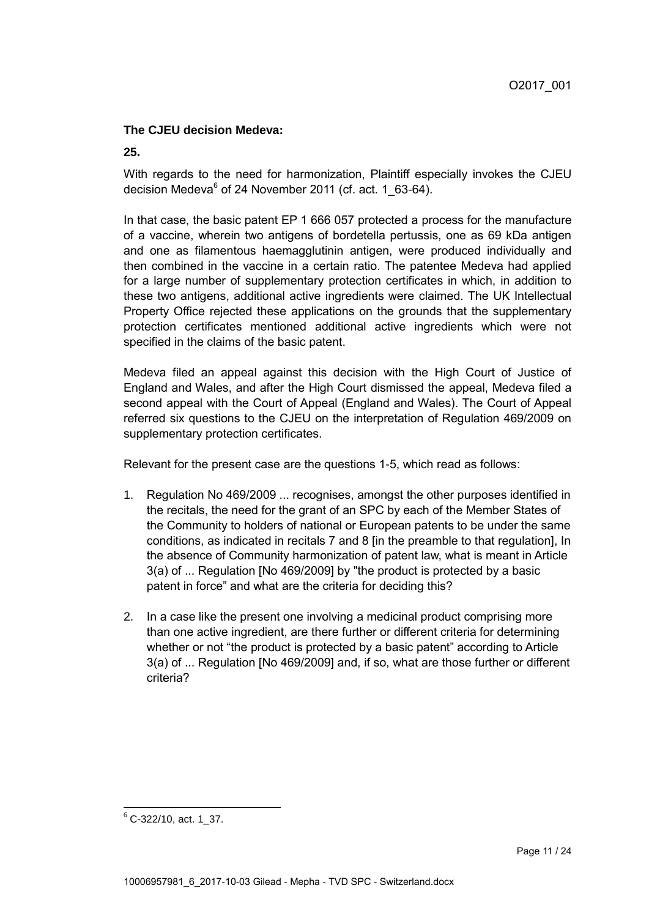**The CJEU decision Medeva:**

**25.**

With regards to the need for harmonization, Plaintiff especially invokes the CJEU decision Medeva[6] of 24 November 2011 (cf. act. 1_63-64).

In that case, the basic patent EP 1 666 057 protected a process for the manufacture of a vaccine, wherein two antigens of bordetella pertussis, one as 69 kDa antigen and one as filamentous haemagglutinin antigen, were produced individually and then combined in the vaccine in a certain ratio. The patentee Medeva had applied for a large number of supplementary protection certificates in which, in addition to these two antigens, additional active ingredients were claimed. The UK Intellectual Property Office rejected these applications on the grounds that the supplementary protection certificates mentioned additional active ingredients which were not specified in the claims of the basic patent.

Medeva filed an appeal against this decision with the High Court of Justice of England and Wales, and after the High Court dismissed the appeal, Medeva filed a second appeal with the Court of Appeal (England and Wales). The Court of Appeal referred six questions to the CJEU on the interpretation of Regulation 469/2009 on supplementary protection certificates.

Relevant for the present case are the questions 1-5, which read as follows:

1. Regulation No 469/2009 ... recognises, amongst the other purposes identified in the recitals, the need for the grant of an SPC by each of the Member States of the Community to holders of national or European patents to be under the same conditions, as indicated in recitals 7 and 8 [in the preamble to that regulation], In the absence of Community harmonization of patent law, what is meant in Article 3(a) of ... Regulation [No 469/2009] by "the product is protected by a basic patent in force" and what are the criteria for deciding this?

2. In a case like the present one involving a medicinal product comprising more than one active ingredient, are there further or different criteria for determining whether or not "the product is protected by a basic patent" according to Article 3(a) of ... Regulation [No 469/2009] and, if so, what are those further or different criteria?

---

[6] C-322/10, act. 1_37.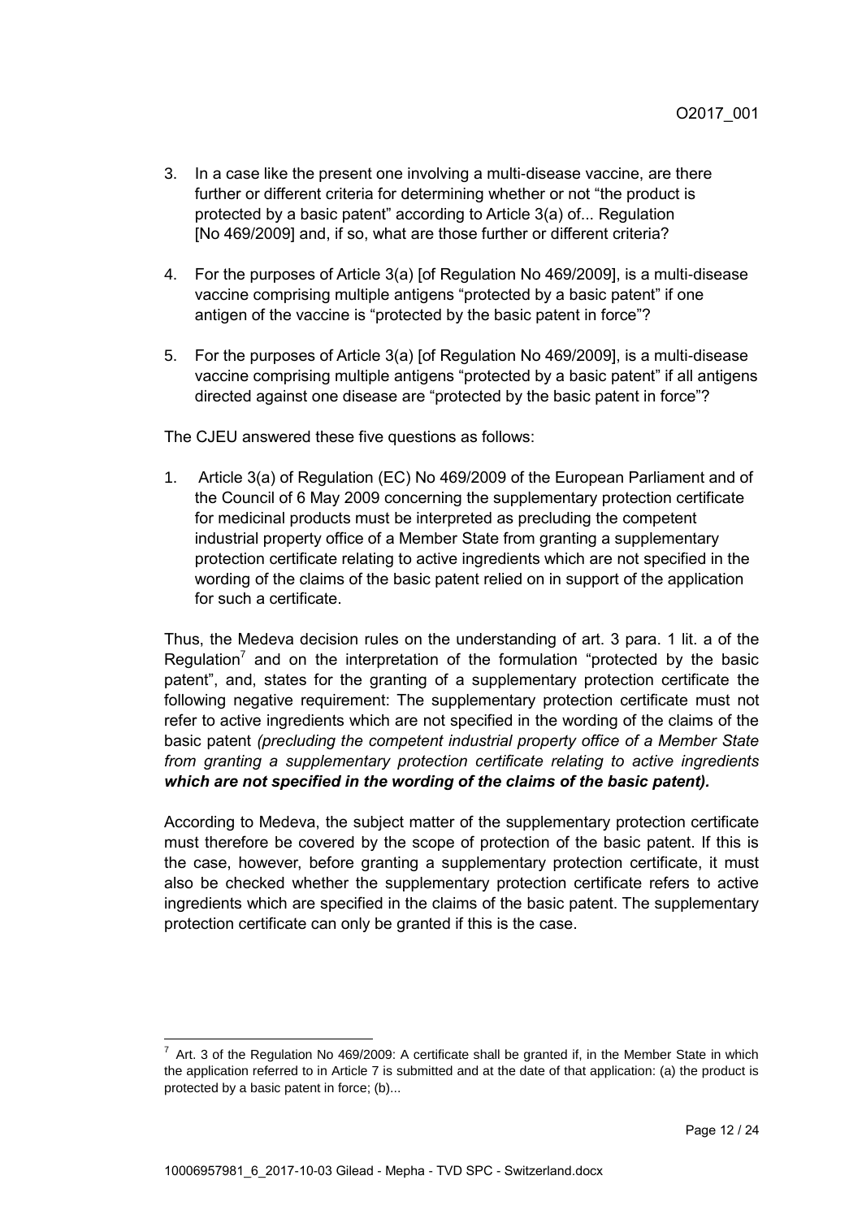3. In a case like the present one involving a multi-disease vaccine, are there further or different criteria for determining whether or not “the product is protected by a basic patent” according to Article 3(a) of... Regulation [No 469/2009] and, if so, what are those further or different criteria?

4. For the purposes of Article 3(a) [of Regulation No 469/2009], is a multi-disease vaccine comprising multiple antigens “protected by a basic patent” if one antigen of the vaccine is “protected by the basic patent in force”?

5. For the purposes of Article 3(a) [of Regulation No 469/2009], is a multi-disease vaccine comprising multiple antigens “protected by a basic patent” if all antigens directed against one disease are “protected by the basic patent in force”?

The CJEU answered these five questions as follows:

1. Article 3(a) of Regulation (EC) No 469/2009 of the European Parliament and of the Council of 6 May 2009 concerning the supplementary protection certificate for medicinal products must be interpreted as precluding the competent industrial property office of a Member State from granting a supplementary protection certificate relating to active ingredients which are not specified in the wording of the claims of the basic patent relied on in support of the application for such a certificate.

Thus, the Medeva decision rules on the understanding of art. 3 para. 1 lit. a of the Regulation[7] and on the interpretation of the formulation “protected by the basic patent”, and, states for the granting of a supplementary protection certificate the following negative requirement: The supplementary protection certificate must not refer to active ingredients which are not specified in the wording of the claims of the basic patent *(precluding the competent industrial property office of a Member State from granting a supplementary protection certificate relating to active ingredients* ***which are not specified in the wording of the claims of the basic patent).***

According to Medeva, the subject matter of the supplementary protection certificate must therefore be covered by the scope of protection of the basic patent. If this is the case, however, before granting a supplementary protection certificate, it must also be checked whether the supplementary protection certificate refers to active ingredients which are specified in the claims of the basic patent. The supplementary protection certificate can only be granted if this is the case.

[7] Art. 3 of the Regulation No 469/2009: A certificate shall be granted if, in the Member State in which the application referred to in Article 7 is submitted and at the date of that application: (a) the product is protected by a basic patent in force; (b)...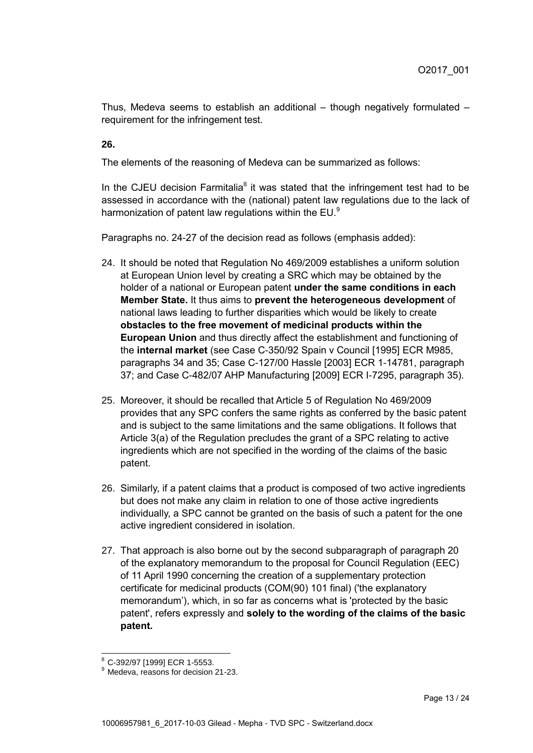Thus, Medeva seems to establish an additional – though negatively formulated – requirement for the infringement test.

**26.**

The elements of the reasoning of Medeva can be summarized as follows:

In the CJEU decision Farmitalia[8] it was stated that the infringement test had to be assessed in accordance with the (national) patent law regulations due to the lack of harmonization of patent law regulations within the EU.[9]

Paragraphs no. 24-27 of the decision read as follows (emphasis added):

24. It should be noted that Regulation No 469/2009 establishes a uniform solution at European Union level by creating a SRC which may be obtained by the holder of a national or European patent **under the same conditions in each Member State.** It thus aims to **prevent the heterogeneous development** of national laws leading to further disparities which would be likely to create **obstacles to the free movement of medicinal products within the European Union** and thus directly affect the establishment and functioning of the **internal market** (see Case C-350/92 Spain v Council [1995] ECR M985, paragraphs 34 and 35; Case C-127/00 Hassle [2003] ECR 1-14781, paragraph 37; and Case C-482/07 AHP Manufacturing [2009] ECR I-7295, paragraph 35).

25. Moreover, it should be recalled that Article 5 of Regulation No 469/2009 provides that any SPC confers the same rights as conferred by the basic patent and is subject to the same limitations and the same obligations. It follows that Article 3(a) of the Regulation precludes the grant of a SPC relating to active ingredients which are not specified in the wording of the claims of the basic patent.

26. Similarly, if a patent claims that a product is composed of two active ingredients but does not make any claim in relation to one of those active ingredients individually, a SPC cannot be granted on the basis of such a patent for the one active ingredient considered in isolation.

27. That approach is also borne out by the second subparagraph of paragraph 20 of the explanatory memorandum to the proposal for Council Regulation (EEC) of 11 April 1990 concerning the creation of a supplementary protection certificate for medicinal products (COM(90) 101 final) ('the explanatory memorandum'), which, in so far as concerns what is 'protected by the basic patent', refers expressly and **solely to the wording of the claims of the basic patent.**

---

[8] C-392/97 [1999] ECR 1-5553.

[9] Medeva, reasons for decision 21-23.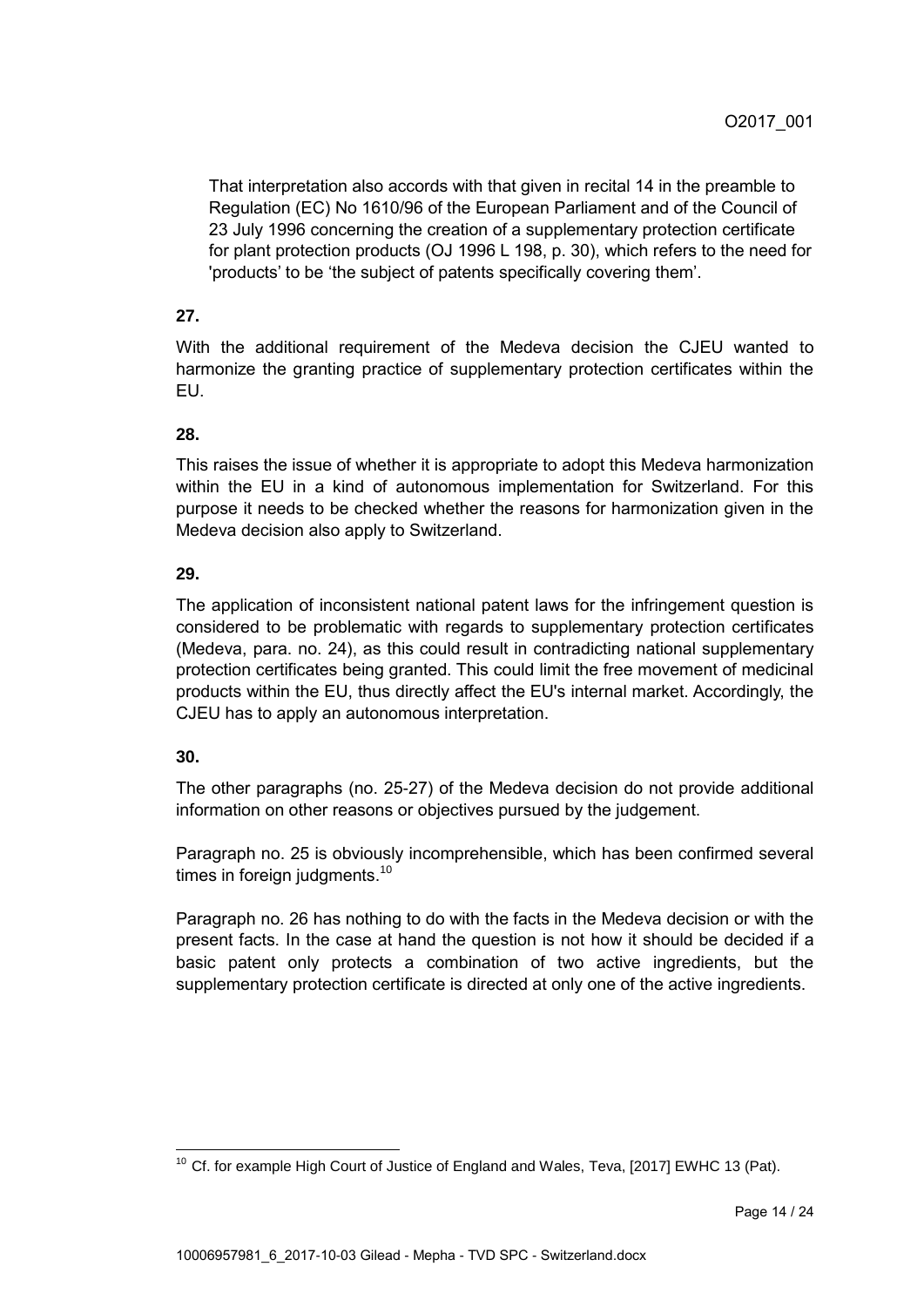That interpretation also accords with that given in recital 14 in the preamble to Regulation (EC) No 1610/96 of the European Parliament and of the Council of 23 July 1996 concerning the creation of a supplementary protection certificate for plant protection products (OJ 1996 L 198, p. 30), which refers to the need for 'products' to be 'the subject of patents specifically covering them'.

**27.**

With the additional requirement of the Medeva decision the CJEU wanted to harmonize the granting practice of supplementary protection certificates within the EU.

**28.**

This raises the issue of whether it is appropriate to adopt this Medeva harmonization within the EU in a kind of autonomous implementation for Switzerland. For this purpose it needs to be checked whether the reasons for harmonization given in the Medeva decision also apply to Switzerland.

**29.**

The application of inconsistent national patent laws for the infringement question is considered to be problematic with regards to supplementary protection certificates (Medeva, para. no. 24), as this could result in contradicting national supplementary protection certificates being granted. This could limit the free movement of medicinal products within the EU, thus directly affect the EU's internal market. Accordingly, the CJEU has to apply an autonomous interpretation.

**30.**

The other paragraphs (no. 25-27) of the Medeva decision do not provide additional information on other reasons or objectives pursued by the judgement.

Paragraph no. 25 is obviously incomprehensible, which has been confirmed several times in foreign judgments.[10]

Paragraph no. 26 has nothing to do with the facts in the Medeva decision or with the present facts. In the case at hand the question is not how it should be decided if a basic patent only protects a combination of two active ingredients, but the supplementary protection certificate is directed at only one of the active ingredients.

[10] Cf. for example High Court of Justice of England and Wales, Teva, [2017] EWHC 13 (Pat).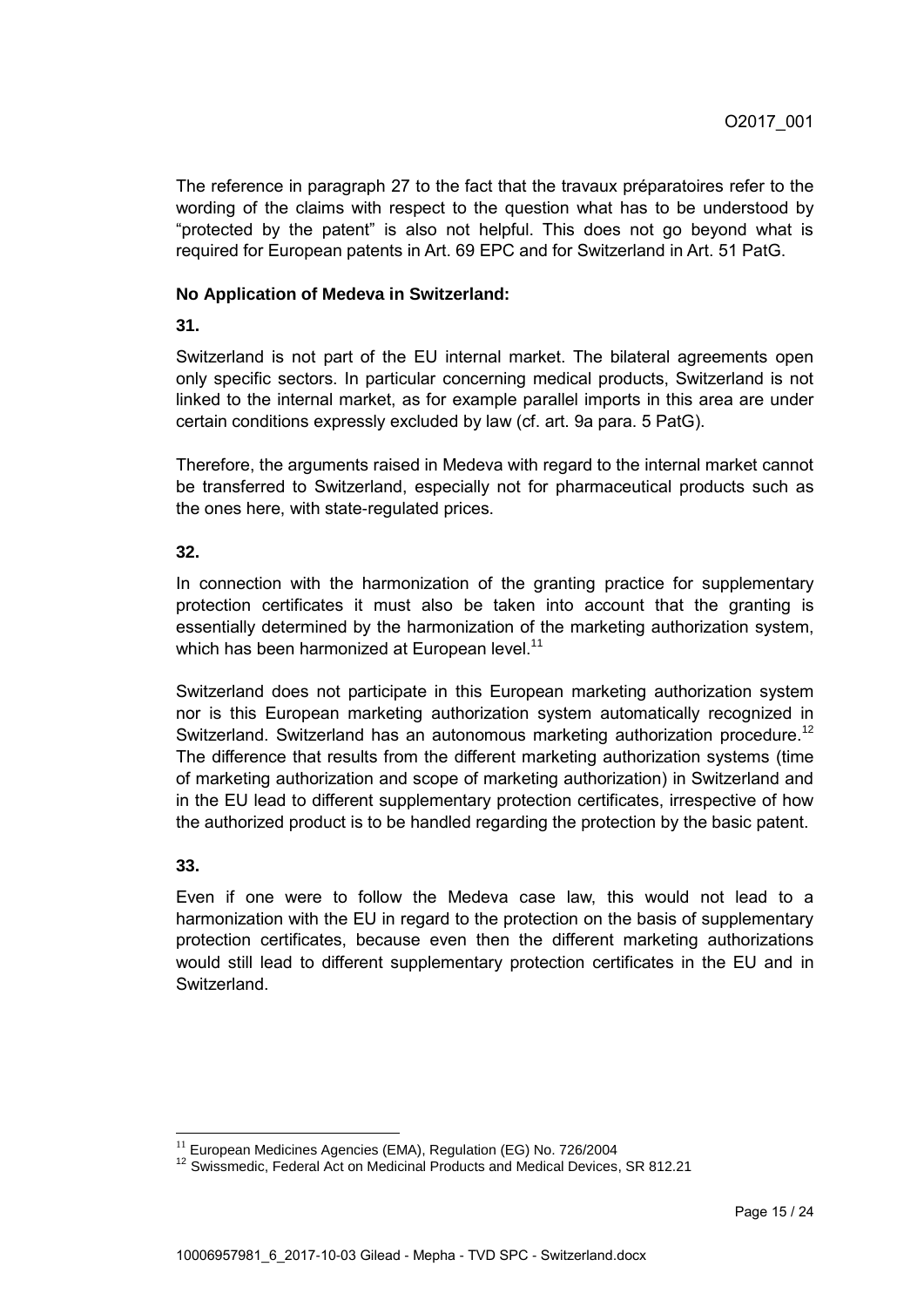The reference in paragraph 27 to the fact that the travaux préparatoires refer to the wording of the claims with respect to the question what has to be understood by "protected by the patent" is also not helpful. This does not go beyond what is required for European patents in Art. 69 EPC and for Switzerland in Art. 51 PatG.

**No Application of Medeva in Switzerland:**

**31.**

Switzerland is not part of the EU internal market. The bilateral agreements open only specific sectors. In particular concerning medical products, Switzerland is not linked to the internal market, as for example parallel imports in this area are under certain conditions expressly excluded by law (cf. art. 9a para. 5 PatG).

Therefore, the arguments raised in Medeva with regard to the internal market cannot be transferred to Switzerland, especially not for pharmaceutical products such as the ones here, with state-regulated prices.

**32.**

In connection with the harmonization of the granting practice for supplementary protection certificates it must also be taken into account that the granting is essentially determined by the harmonization of the marketing authorization system, which has been harmonized at European level.[11]

Switzerland does not participate in this European marketing authorization system nor is this European marketing authorization system automatically recognized in Switzerland. Switzerland has an autonomous marketing authorization procedure.[12] The difference that results from the different marketing authorization systems (time of marketing authorization and scope of marketing authorization) in Switzerland and in the EU lead to different supplementary protection certificates, irrespective of how the authorized product is to be handled regarding the protection by the basic patent.

**33.**

Even if one were to follow the Medeva case law, this would not lead to a harmonization with the EU in regard to the protection on the basis of supplementary protection certificates, because even then the different marketing authorizations would still lead to different supplementary protection certificates in the EU and in Switzerland.

---

[11] European Medicines Agencies (EMA), Regulation (EG) No. 726/2004

[12] Swissmedic, Federal Act on Medicinal Products and Medical Devices, SR 812.21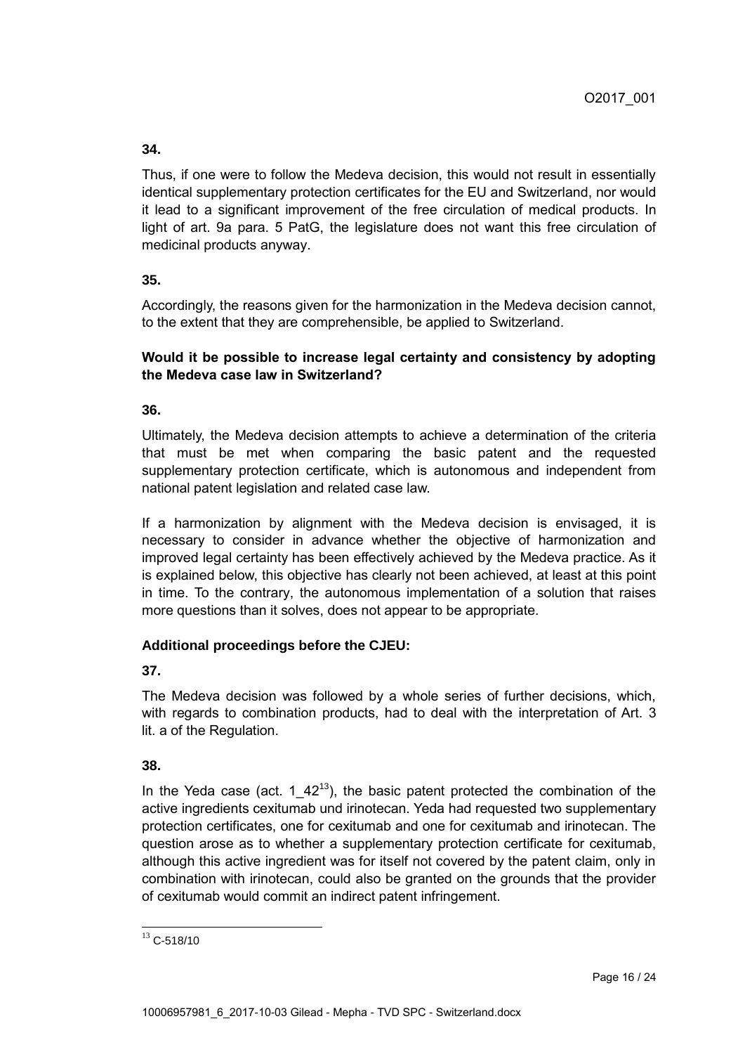**34.**

Thus, if one were to follow the Medeva decision, this would not result in essentially identical supplementary protection certificates for the EU and Switzerland, nor would it lead to a significant improvement of the free circulation of medical products. In light of art. 9a para. 5 PatG, the legislature does not want this free circulation of medicinal products anyway.

**35.**

Accordingly, the reasons given for the harmonization in the Medeva decision cannot, to the extent that they are comprehensible, be applied to Switzerland.

**Would it be possible to increase legal certainty and consistency by adopting the Medeva case law in Switzerland?**

**36.**

Ultimately, the Medeva decision attempts to achieve a determination of the criteria that must be met when comparing the basic patent and the requested supplementary protection certificate, which is autonomous and independent from national patent legislation and related case law.

If a harmonization by alignment with the Medeva decision is envisaged, it is necessary to consider in advance whether the objective of harmonization and improved legal certainty has been effectively achieved by the Medeva practice. As it is explained below, this objective has clearly not been achieved, at least at this point in time. To the contrary, the autonomous implementation of a solution that raises more questions than it solves, does not appear to be appropriate.

**Additional proceedings before the CJEU:**

**37.**

The Medeva decision was followed by a whole series of further decisions, which, with regards to combination products, had to deal with the interpretation of Art. 3 lit. a of the Regulation.

**38.**

In the Yeda case (act. 1_42[13]), the basic patent protected the combination of the active ingredients cexitumab und irinotecan. Yeda had requested two supplementary protection certificates, one for cexitumab and one for cexitumab and irinotecan. The question arose as to whether a supplementary protection certificate for cexitumab, although this active ingredient was for itself not covered by the patent claim, only in combination with irinotecan, could also be granted on the grounds that the provider of cexitumab would commit an indirect patent infringement.

[13] C-518/10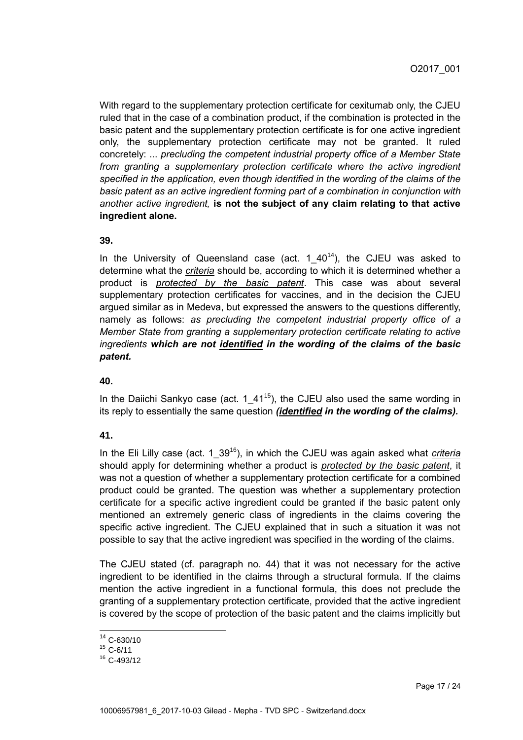With regard to the supplementary protection certificate for cexitumab only, the CJEU ruled that in the case of a combination product, if the combination is protected in the basic patent and the supplementary protection certificate is for one active ingredient only, the supplementary protection certificate may not be granted. It ruled concretely: ... *precluding the competent industrial property office of a Member State from granting a supplementary protection certificate where the active ingredient specified in the application, even though identified in the wording of the claims of the basic patent as an active ingredient forming part of a combination in conjunction with another active ingredient,* **is not the subject of any claim relating to that active ingredient alone.**

**39.**

In the University of Queensland case (act. 1_40[14]), the CJEU was asked to determine what the ***criteria*** should be, according to which it is determined whether a product is ***protected by the basic patent***. This case was about several supplementary protection certificates for vaccines, and in the decision the CJEU argued similar as in Medeva, but expressed the answers to the questions differently, namely as follows: *as precluding the competent industrial property office of a Member State from granting a supplementary protection certificate relating to active ingredients* ***which are not identified in the wording of the claims of the basic patent.***

**40.**

In the Daiichi Sankyo case (act. 1_41[15]), the CJEU also used the same wording in its reply to essentially the same question ***(identified in the wording of the claims).***

**41.**

In the Eli Lilly case (act. 1_39[16]), in which the CJEU was again asked what ***criteria*** should apply for determining whether a product is ***protected by the basic patent***, it was not a question of whether a supplementary protection certificate for a combined product could be granted. The question was whether a supplementary protection certificate for a specific active ingredient could be granted if the basic patent only mentioned an extremely generic class of ingredients in the claims covering the specific active ingredient. The CJEU explained that in such a situation it was not possible to say that the active ingredient was specified in the wording of the claims.

The CJEU stated (cf. paragraph no. 44) that it was not necessary for the active ingredient to be identified in the claims through a structural formula. If the claims mention the active ingredient in a functional formula, this does not preclude the granting of a supplementary protection certificate, provided that the active ingredient is covered by the scope of protection of the basic patent and the claims implicitly but

[14] C-630/10
[15] C-6/11
[16] C-493/12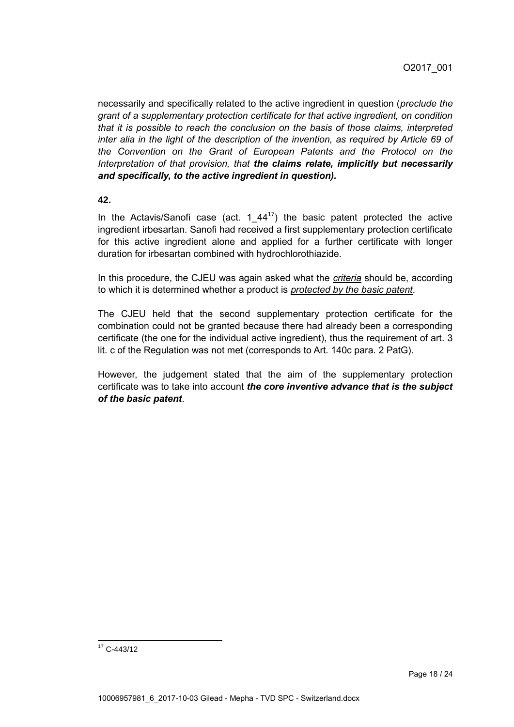necessarily and specifically related to the active ingredient in question (*preclude the grant of a supplementary protection certificate for that active ingredient, on condition that it is possible to reach the conclusion on the basis of those claims, interpreted inter alia in the light of the description of the invention, as required by Article 69 of the Convention on the Grant of European Patents and the Protocol on the Interpretation of that provision, that* ***the claims relate, implicitly but necessarily and specifically, to the active ingredient in question).***

**42.**

In the Actavis/Sanofi case (act. 1_44[17]) the basic patent protected the active ingredient irbesartan. Sanofi had received a first supplementary protection certificate for this active ingredient alone and applied for a further certificate with longer duration for irbesartan combined with hydrochlorothiazide.

In this procedure, the CJEU was again asked what the *criteria* should be, according to which it is determined whether a product is *protected by the basic patent*.

The CJEU held that the second supplementary protection certificate for the combination could not be granted because there had already been a corresponding certificate (the one for the individual active ingredient), thus the requirement of art. 3 lit. c of the Regulation was not met (corresponds to Art. 140c para. 2 PatG).

However, the judgement stated that the aim of the supplementary protection certificate was to take into account ***the core inventive advance that is the subject of the basic patent***.

[17] C-443/12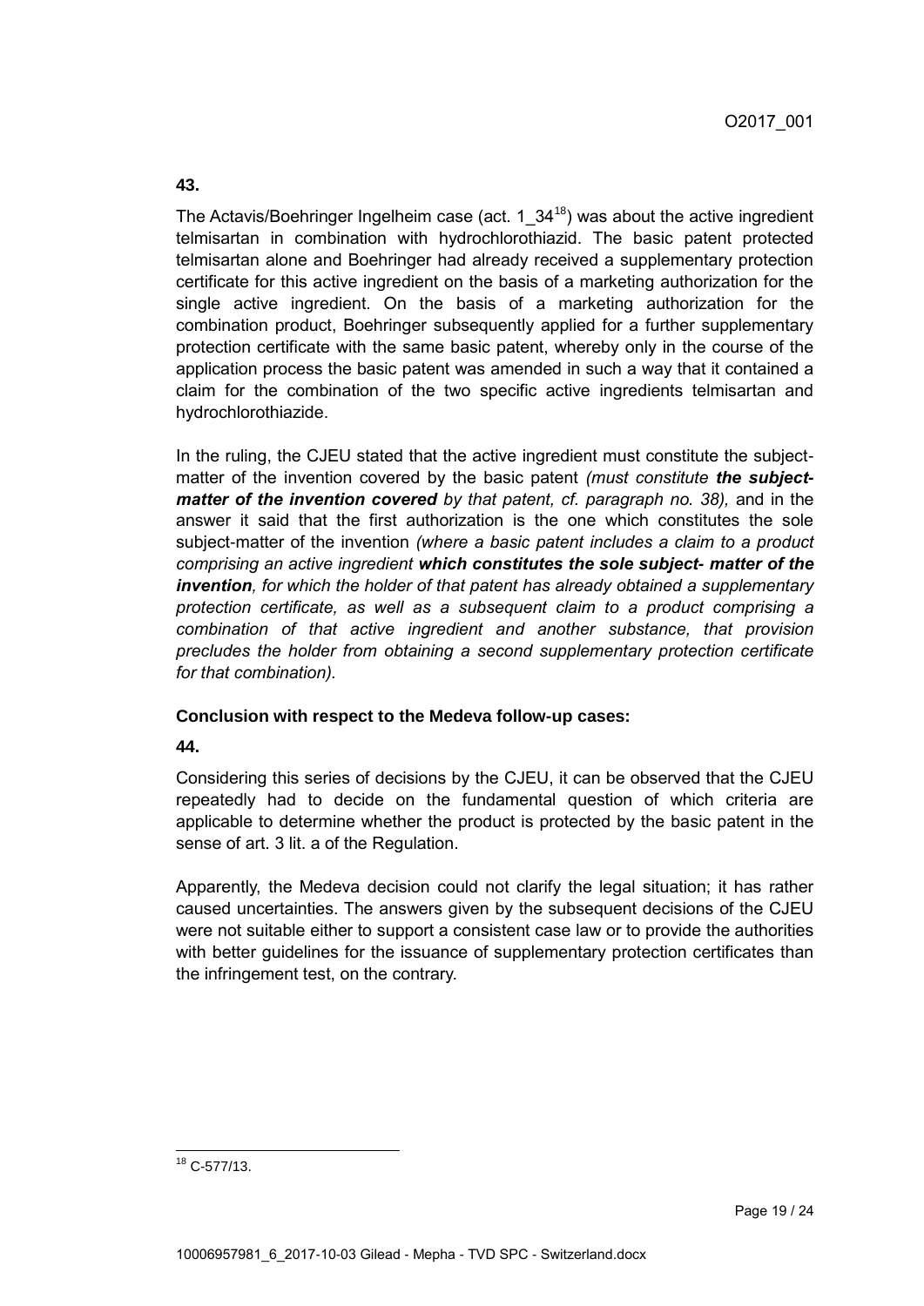**43.**

The Actavis/Boehringer Ingelheim case (act. 1_34[18]) was about the active ingredient telmisartan in combination with hydrochlorothiazid. The basic patent protected telmisartan alone and Boehringer had already received a supplementary protection certificate for this active ingredient on the basis of a marketing authorization for the single active ingredient. On the basis of a marketing authorization for the combination product, Boehringer subsequently applied for a further supplementary protection certificate with the same basic patent, whereby only in the course of the application process the basic patent was amended in such a way that it contained a claim for the combination of the two specific active ingredients telmisartan and hydrochlorothiazide.

In the ruling, the CJEU stated that the active ingredient must constitute the subject-matter of the invention covered by the basic patent *(must constitute **the subject-matter of the invention covered** by that patent, cf. paragraph no. 38),* and in the answer it said that the first authorization is the one which constitutes the sole subject-matter of the invention *(where a basic patent includes a claim to a product comprising an active ingredient **which constitutes the sole subject- matter of the invention**, for which the holder of that patent has already obtained a supplementary protection certificate, as well as a subsequent claim to a product comprising a combination of that active ingredient and another substance, that provision precludes the holder from obtaining a second supplementary protection certificate for that combination).*

**Conclusion with respect to the Medeva follow-up cases:**

**44.**

Considering this series of decisions by the CJEU, it can be observed that the CJEU repeatedly had to decide on the fundamental question of which criteria are applicable to determine whether the product is protected by the basic patent in the sense of art. 3 lit. a of the Regulation.

Apparently, the Medeva decision could not clarify the legal situation; it has rather caused uncertainties. The answers given by the subsequent decisions of the CJEU were not suitable either to support a consistent case law or to provide the authorities with better guidelines for the issuance of supplementary protection certificates than the infringement test, on the contrary.

[18] C-577/13.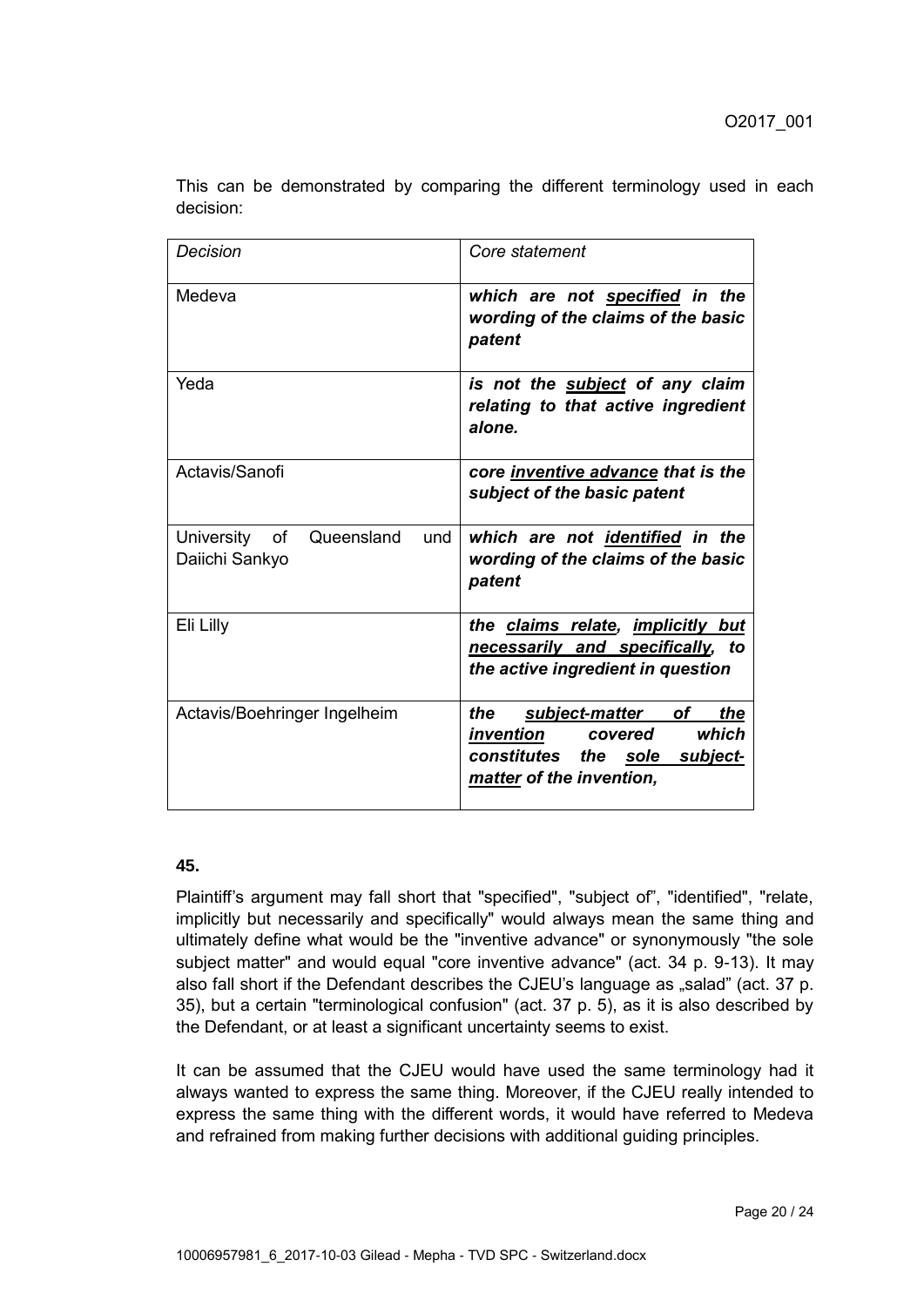This can be demonstrated by comparing the different terminology used in each decision:

| *Decision* | *Core statement* |
|---|---|
| Medeva | ***which are not <u>specified</u> in the wording of the claims of the basic patent*** |
| Yeda | ***is not the <u>subject</u> of any claim relating to that active ingredient alone.*** |
| Actavis/Sanofi | ***core <u>inventive advance</u> that is the subject of the basic patent*** |
| University of Queensland und Daiichi Sankyo | ***which are not <u>identified</u> in the wording of the claims of the basic patent*** |
| Eli Lilly | ***the <u>claims relate</u>, <u>implicitly but necessarily and specifically</u>, to the active ingredient in question*** |
| Actavis/Boehringer Ingelheim | ***the <u>subject-matter of the invention</u> covered which constitutes the <u>sole subject-matter</u> of the invention,*** |

**45.**

Plaintiff's argument may fall short that "specified", "subject of", "identified", "relate, implicitly but necessarily and specifically" would always mean the same thing and ultimately define what would be the "inventive advance" or synonymously "the sole subject matter" and would equal "core inventive advance" (act. 34 p. 9-13). It may also fall short if the Defendant describes the CJEU's language as „salad" (act. 37 p. 35), but a certain "terminological confusion" (act. 37 p. 5), as it is also described by the Defendant, or at least a significant uncertainty seems to exist.

It can be assumed that the CJEU would have used the same terminology had it always wanted to express the same thing. Moreover, if the CJEU really intended to express the same thing with the different words, it would have referred to Medeva and refrained from making further decisions with additional guiding principles.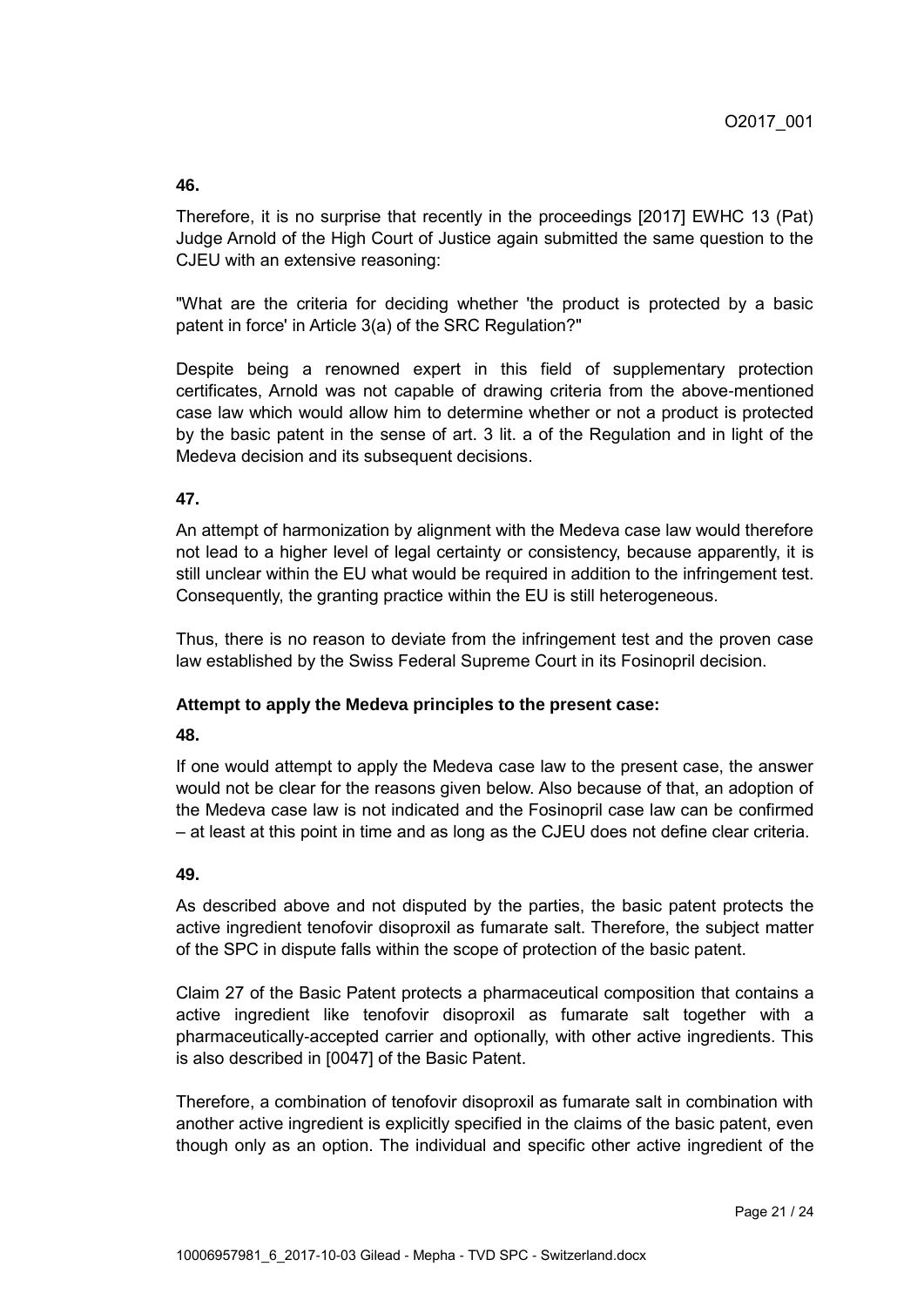**46.**

Therefore, it is no surprise that recently in the proceedings [2017] EWHC 13 (Pat) Judge Arnold of the High Court of Justice again submitted the same question to the CJEU with an extensive reasoning:

"What are the criteria for deciding whether 'the product is protected by a basic patent in force' in Article 3(a) of the SRC Regulation?"

Despite being a renowned expert in this field of supplementary protection certificates, Arnold was not capable of drawing criteria from the above-mentioned case law which would allow him to determine whether or not a product is protected by the basic patent in the sense of art. 3 lit. a of the Regulation and in light of the Medeva decision and its subsequent decisions.

**47.**

An attempt of harmonization by alignment with the Medeva case law would therefore not lead to a higher level of legal certainty or consistency, because apparently, it is still unclear within the EU what would be required in addition to the infringement test. Consequently, the granting practice within the EU is still heterogeneous.

Thus, there is no reason to deviate from the infringement test and the proven case law established by the Swiss Federal Supreme Court in its Fosinopril decision.

**Attempt to apply the Medeva principles to the present case:**

**48.**

If one would attempt to apply the Medeva case law to the present case, the answer would not be clear for the reasons given below. Also because of that, an adoption of the Medeva case law is not indicated and the Fosinopril case law can be confirmed – at least at this point in time and as long as the CJEU does not define clear criteria.

**49.**

As described above and not disputed by the parties, the basic patent protects the active ingredient tenofovir disoproxil as fumarate salt. Therefore, the subject matter of the SPC in dispute falls within the scope of protection of the basic patent.

Claim 27 of the Basic Patent protects a pharmaceutical composition that contains a active ingredient like tenofovir disoproxil as fumarate salt together with a pharmaceutically-accepted carrier and optionally, with other active ingredients. This is also described in [0047] of the Basic Patent.

Therefore, a combination of tenofovir disoproxil as fumarate salt in combination with another active ingredient is explicitly specified in the claims of the basic patent, even though only as an option. The individual and specific other active ingredient of the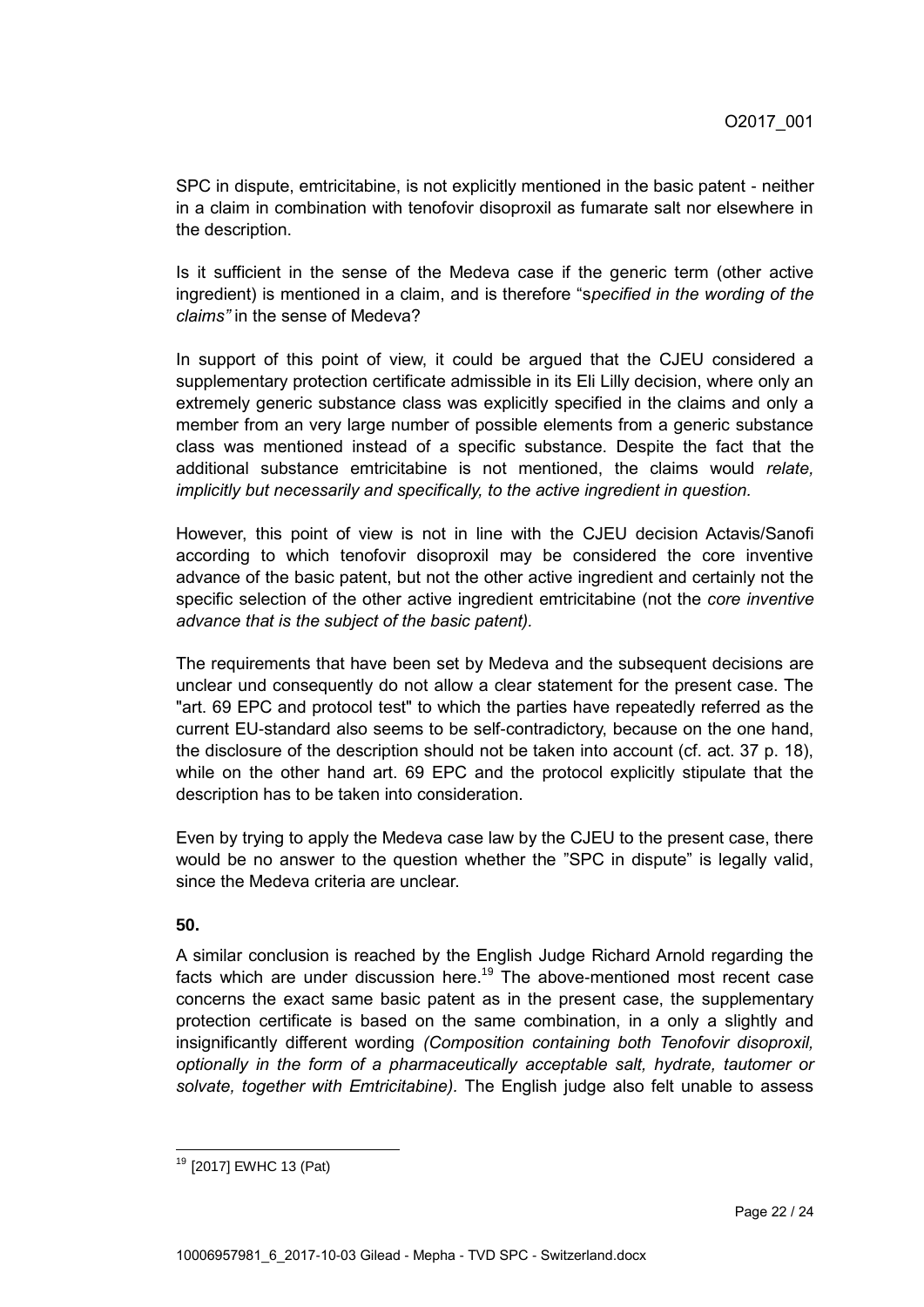SPC in dispute, emtricitabine, is not explicitly mentioned in the basic patent - neither in a claim in combination with tenofovir disoproxil as fumarate salt nor elsewhere in the description.

Is it sufficient in the sense of the Medeva case if the generic term (other active ingredient) is mentioned in a claim, and is therefore "s*pecified in the wording of the claims"* in the sense of Medeva?

In support of this point of view, it could be argued that the CJEU considered a supplementary protection certificate admissible in its Eli Lilly decision, where only an extremely generic substance class was explicitly specified in the claims and only a member from an very large number of possible elements from a generic substance class was mentioned instead of a specific substance. Despite the fact that the additional substance emtricitabine is not mentioned, the claims would *relate, implicitly but necessarily and specifically, to the active ingredient in question.*

However, this point of view is not in line with the CJEU decision Actavis/Sanofi according to which tenofovir disoproxil may be considered the core inventive advance of the basic patent, but not the other active ingredient and certainly not the specific selection of the other active ingredient emtricitabine (not the *core inventive advance that is the subject of the basic patent).*

The requirements that have been set by Medeva and the subsequent decisions are unclear und consequently do not allow a clear statement for the present case. The "art. 69 EPC and protocol test" to which the parties have repeatedly referred as the current EU-standard also seems to be self-contradictory, because on the one hand, the disclosure of the description should not be taken into account (cf. act. 37 p. 18), while on the other hand art. 69 EPC and the protocol explicitly stipulate that the description has to be taken into consideration.

Even by trying to apply the Medeva case law by the CJEU to the present case, there would be no answer to the question whether the "SPC in dispute" is legally valid, since the Medeva criteria are unclear.

**50.**

A similar conclusion is reached by the English Judge Richard Arnold regarding the facts which are under discussion here.[19] The above-mentioned most recent case concerns the exact same basic patent as in the present case, the supplementary protection certificate is based on the same combination, in a only a slightly and insignificantly different wording *(Composition containing both Tenofovir disoproxil, optionally in the form of a pharmaceutically acceptable salt, hydrate, tautomer or solvate, together with Emtricitabine)*. The English judge also felt unable to assess

---

[19] [2017] EWHC 13 (Pat)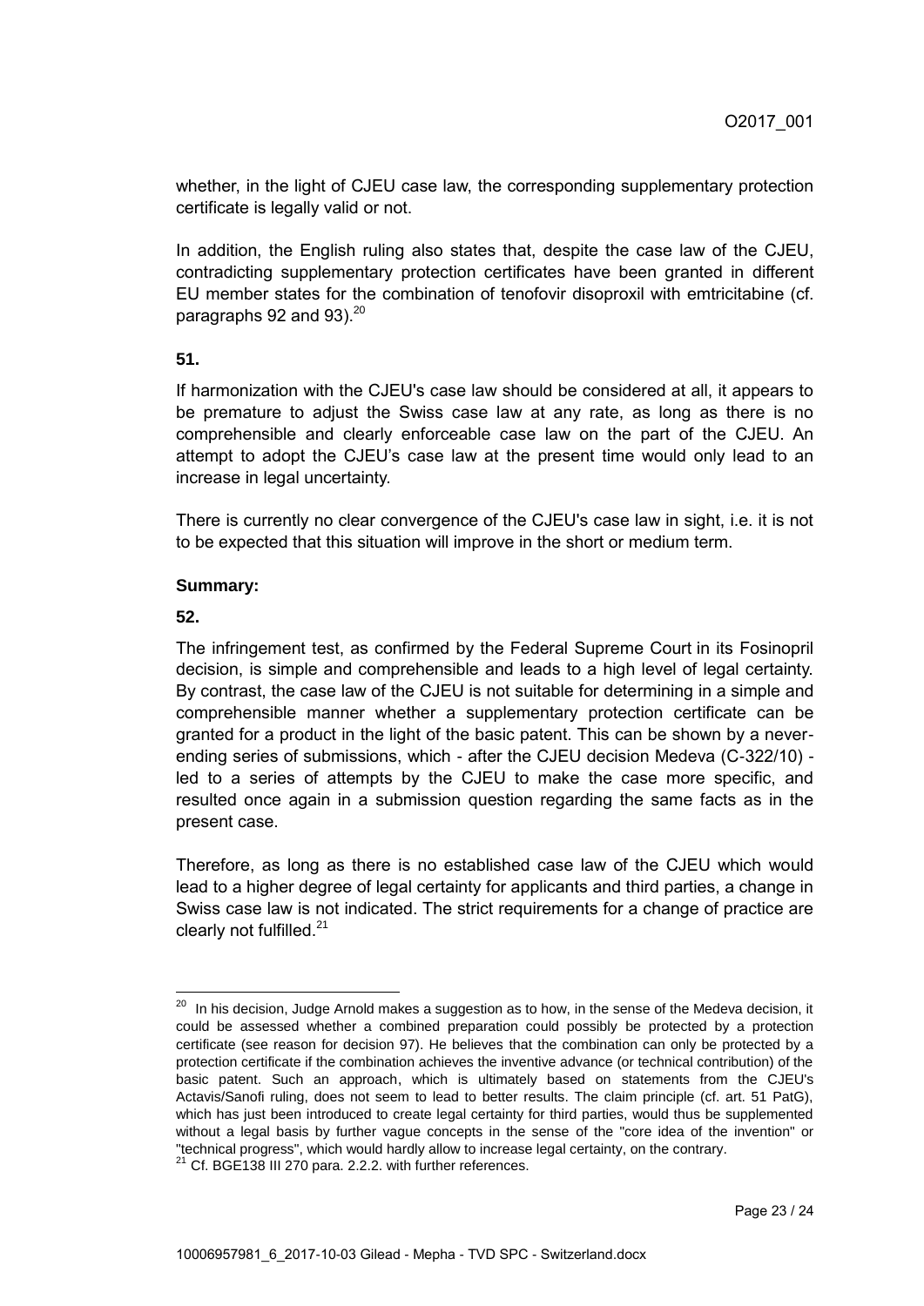whether, in the light of CJEU case law, the corresponding supplementary protection certificate is legally valid or not.

In addition, the English ruling also states that, despite the case law of the CJEU, contradicting supplementary protection certificates have been granted in different EU member states for the combination of tenofovir disoproxil with emtricitabine (cf. paragraphs 92 and 93).[20]

**51.**

If harmonization with the CJEU's case law should be considered at all, it appears to be premature to adjust the Swiss case law at any rate, as long as there is no comprehensible and clearly enforceable case law on the part of the CJEU. An attempt to adopt the CJEU's case law at the present time would only lead to an increase in legal uncertainty.

There is currently no clear convergence of the CJEU's case law in sight, i.e. it is not to be expected that this situation will improve in the short or medium term.

**Summary:**

**52.**

The infringement test, as confirmed by the Federal Supreme Court in its Fosinopril decision, is simple and comprehensible and leads to a high level of legal certainty. By contrast, the case law of the CJEU is not suitable for determining in a simple and comprehensible manner whether a supplementary protection certificate can be granted for a product in the light of the basic patent. This can be shown by a never-ending series of submissions, which - after the CJEU decision Medeva (C-322/10) - led to a series of attempts by the CJEU to make the case more specific, and resulted once again in a submission question regarding the same facts as in the present case.

Therefore, as long as there is no established case law of the CJEU which would lead to a higher degree of legal certainty for applicants and third parties, a change in Swiss case law is not indicated. The strict requirements for a change of practice are clearly not fulfilled.[21]

---

[20] In his decision, Judge Arnold makes a suggestion as to how, in the sense of the Medeva decision, it could be assessed whether a combined preparation could possibly be protected by a protection certificate (see reason for decision 97). He believes that the combination can only be protected by a protection certificate if the combination achieves the inventive advance (or technical contribution) of the basic patent. Such an approach, which is ultimately based on statements from the CJEU's Actavis/Sanofi ruling, does not seem to lead to better results. The claim principle (cf. art. 51 PatG), which has just been introduced to create legal certainty for third parties, would thus be supplemented without a legal basis by further vague concepts in the sense of the "core idea of the invention" or "technical progress", which would hardly allow to increase legal certainty, on the contrary.

[21] Cf. BGE138 III 270 para. 2.2.2. with further references.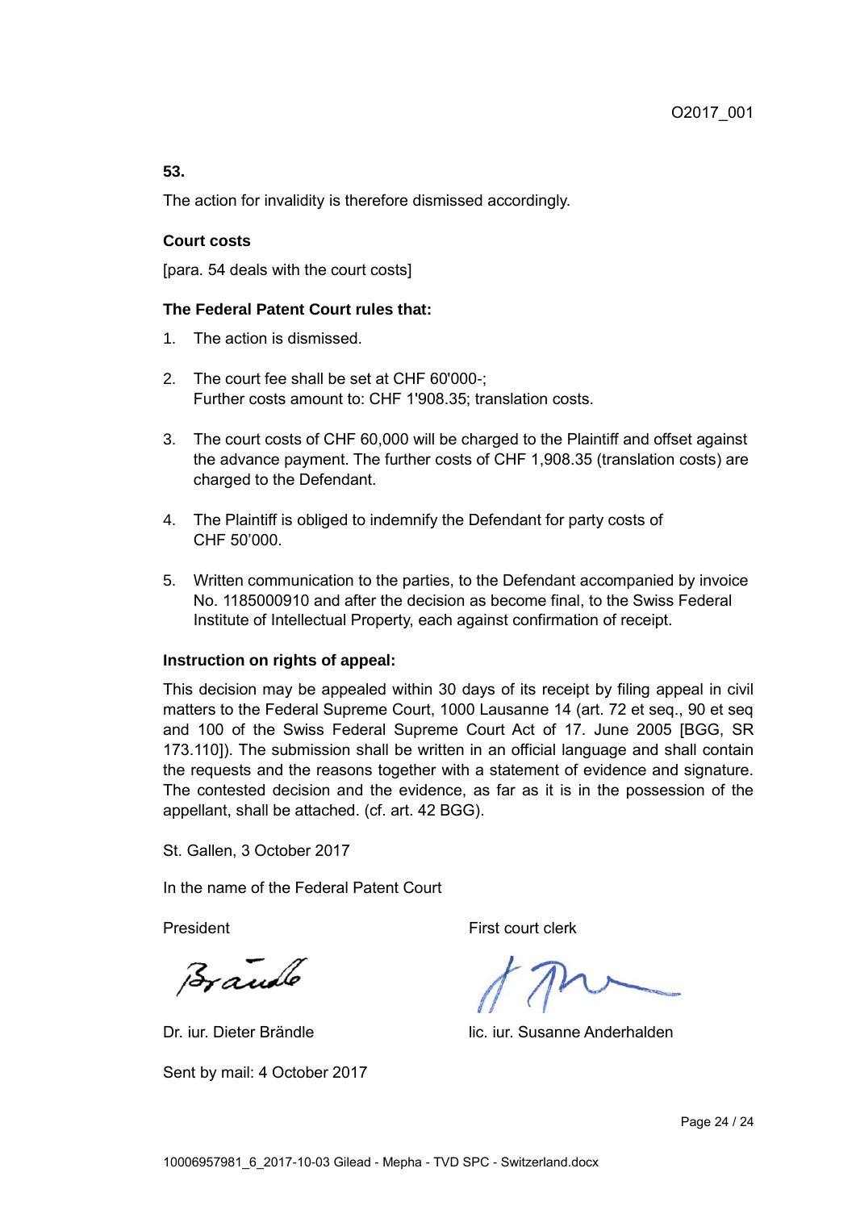**53.**

The action for invalidity is therefore dismissed accordingly.

**Court costs**

[para. 54 deals with the court costs]

**The Federal Patent Court rules that:**

1. The action is dismissed.
2. The court fee shall be set at CHF 60'000-;
   Further costs amount to: CHF 1'908.35; translation costs.
3. The court costs of CHF 60,000 will be charged to the Plaintiff and offset against the advance payment. The further costs of CHF 1,908.35 (translation costs) are charged to the Defendant.
4. The Plaintiff is obliged to indemnify the Defendant for party costs of CHF 50'000.
5. Written communication to the parties, to the Defendant accompanied by invoice No. 1185000910 and after the decision as become final, to the Swiss Federal Institute of Intellectual Property, each against confirmation of receipt.

**Instruction on rights of appeal:**

This decision may be appealed within 30 days of its receipt by filing appeal in civil matters to the Federal Supreme Court, 1000 Lausanne 14 (art. 72 et seq., 90 et seq and 100 of the Swiss Federal Supreme Court Act of 17. June 2005 [BGG, SR 173.110]). The submission shall be written in an official language and shall contain the requests and the reasons together with a statement of evidence and signature. The contested decision and the evidence, as far as it is in the possession of the appellant, shall be attached. (cf. art. 42 BGG).

St. Gallen, 3 October 2017

In the name of the Federal Patent Court

President

Dr. iur. Dieter Brändle

First court clerk

lic. iur. Susanne Anderhalden

Sent by mail: 4 October 2017

10006957981_6_2017-10-03 Gilead - Mepha - TVD SPC - Switzerland.docx